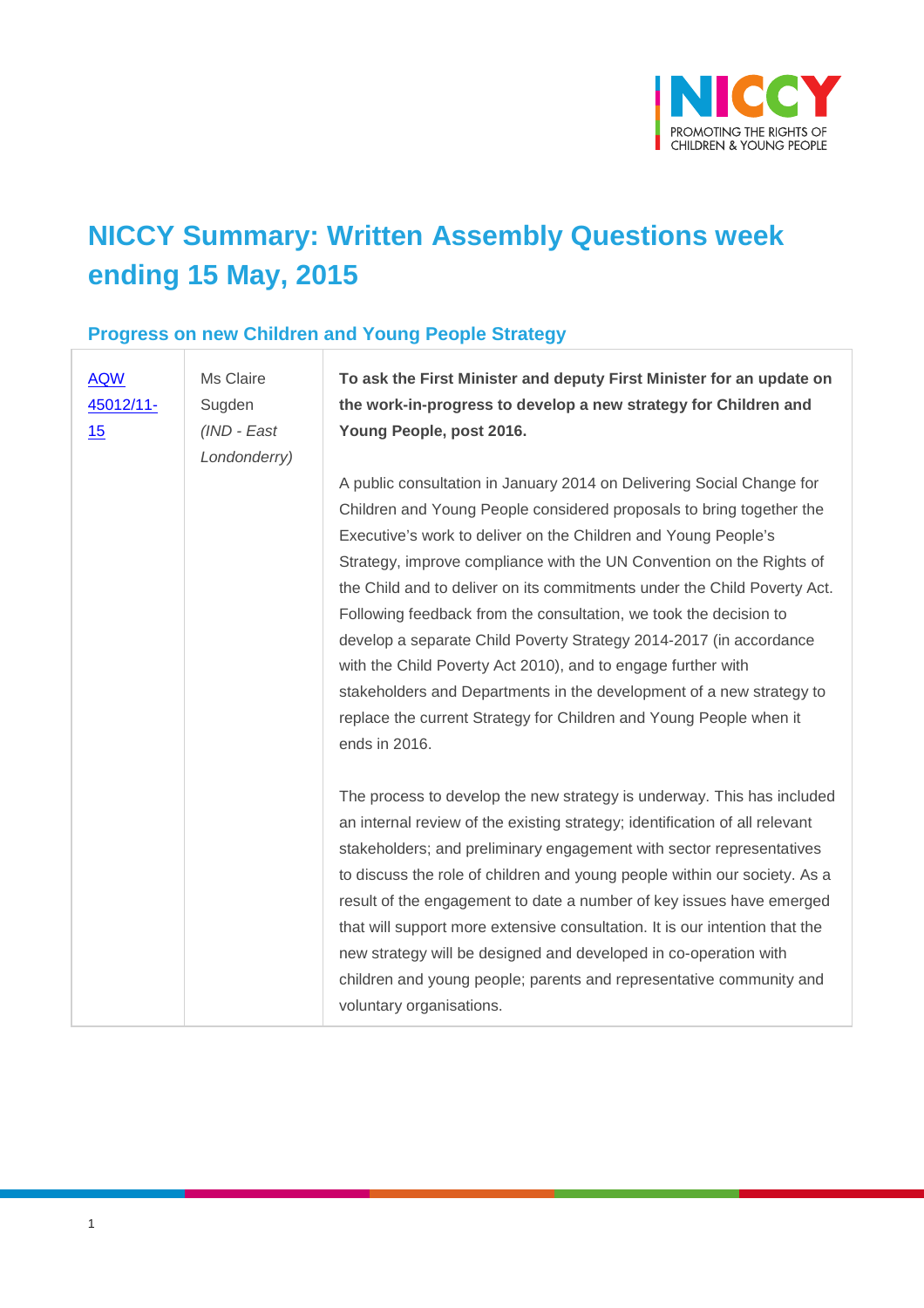# NICCY Summary: Written Assembly Questions week ending 15 May, 2015

## Progress on new Children and Young People Strategy

| | | |
|---|---|---|
| AQW 45012/11-15 | Ms Claire Sugden *(IND - East Londonderry)* | **To ask the First Minister and deputy First Minister for an update on the work-in-progress to develop a new strategy for Children and Young People, post 2016.**<br><br>A public consultation in January 2014 on Delivering Social Change for Children and Young People considered proposals to bring together the Executive's work to deliver on the Children and Young People's Strategy, improve compliance with the UN Convention on the Rights of the Child and to deliver on its commitments under the Child Poverty Act. Following feedback from the consultation, we took the decision to develop a separate Child Poverty Strategy 2014-2017 (in accordance with the Child Poverty Act 2010), and to engage further with stakeholders and Departments in the development of a new strategy to replace the current Strategy for Children and Young People when it ends in 2016.<br><br>The process to develop the new strategy is underway. This has included an internal review of the existing strategy; identification of all relevant stakeholders; and preliminary engagement with sector representatives to discuss the role of children and young people within our society. As a result of the engagement to date a number of key issues have emerged that will support more extensive consultation. It is our intention that the new strategy will be designed and developed in co-operation with children and young people; parents and representative community and voluntary organisations. |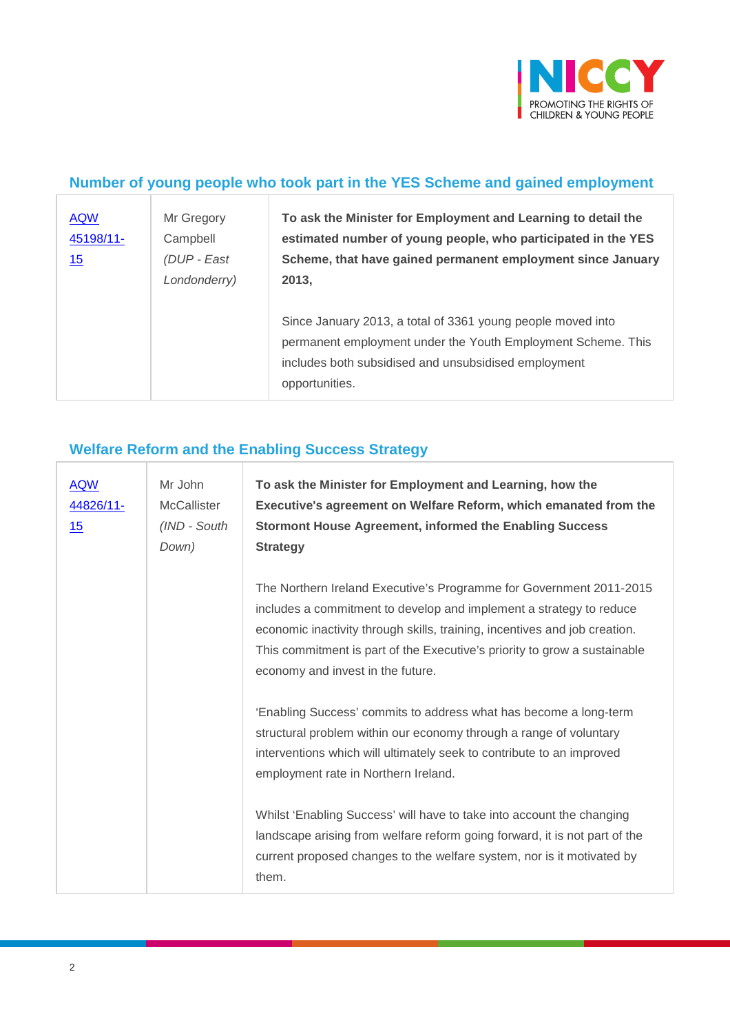## Number of young people who took part in the YES Scheme and gained employment

| | | |
|---|---|---|
| AQW 45198/11-15 | Mr Gregory Campbell *(DUP - East Londonderry)* | **To ask the Minister for Employment and Learning to detail the estimated number of young people, who participated in the YES Scheme, that have gained permanent employment since January 2013,**<br><br>Since January 2013, a total of 3361 young people moved into permanent employment under the Youth Employment Scheme. This includes both subsidised and unsubsidised employment opportunities. |

## Welfare Reform and the Enabling Success Strategy

| | | |
|---|---|---|
| AQW 44826/11-15 | Mr John McCallister *(IND - South Down)* | **To ask the Minister for Employment and Learning, how the Executive's agreement on Welfare Reform, which emanated from the Stormont House Agreement, informed the Enabling Success Strategy**<br><br>The Northern Ireland Executive's Programme for Government 2011-2015 includes a commitment to develop and implement a strategy to reduce economic inactivity through skills, training, incentives and job creation. This commitment is part of the Executive's priority to grow a sustainable economy and invest in the future.<br><br>'Enabling Success' commits to address what has become a long-term structural problem within our economy through a range of voluntary interventions which will ultimately seek to contribute to an improved employment rate in Northern Ireland.<br><br>Whilst 'Enabling Success' will have to take into account the changing landscape arising from welfare reform going forward, it is not part of the current proposed changes to the welfare system, nor is it motivated by them. |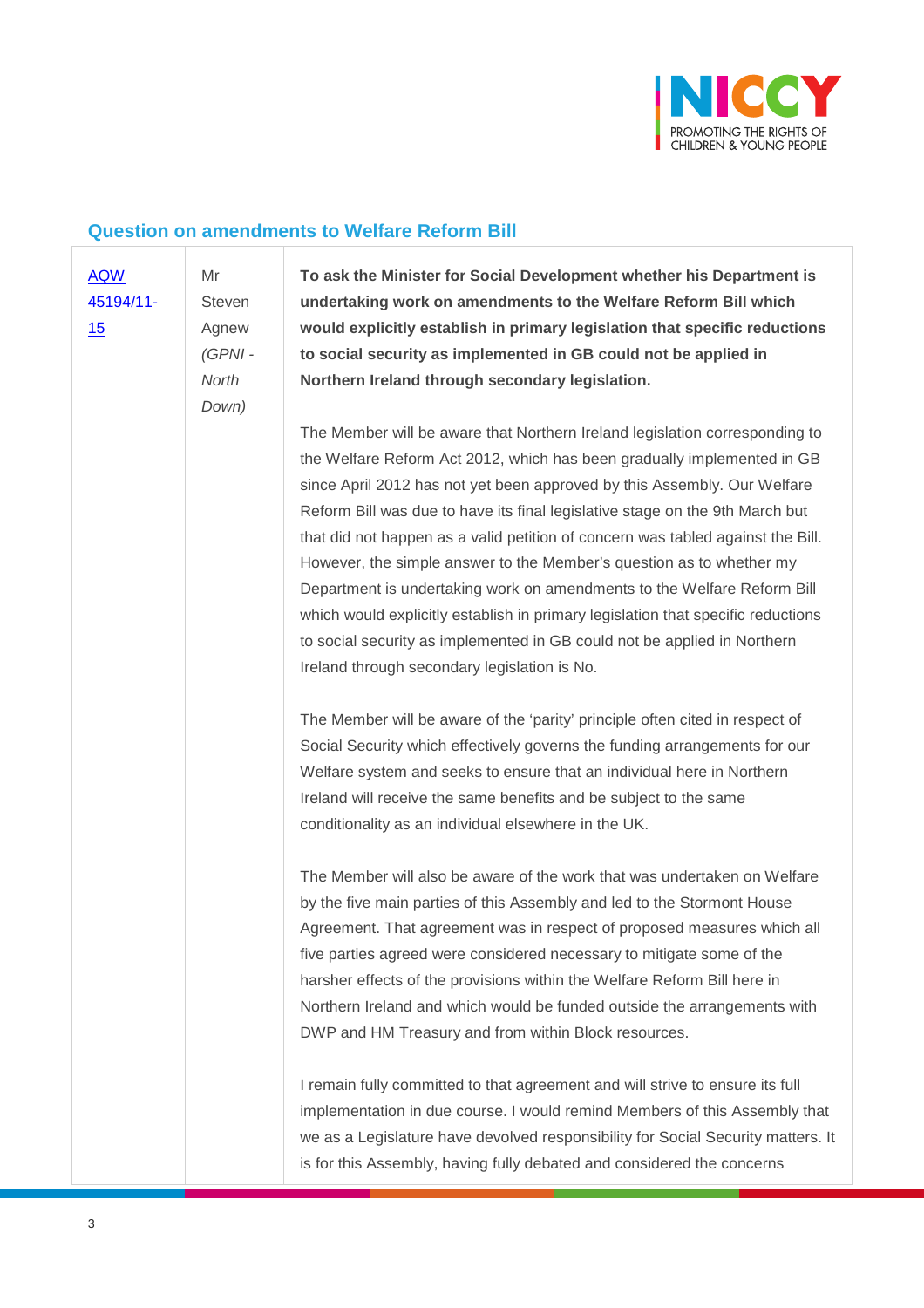## Question on amendments to Welfare Reform Bill

| | | |
|---|---|---|
| [AQW 45194/11-15]() | Mr Steven Agnew *(GPNI - North Down)* | **To ask the Minister for Social Development whether his Department is undertaking work on amendments to the Welfare Reform Bill which would explicitly establish in primary legislation that specific reductions to social security as implemented in GB could not be applied in Northern Ireland through secondary legislation.**<br><br>The Member will be aware that Northern Ireland legislation corresponding to the Welfare Reform Act 2012, which has been gradually implemented in GB since April 2012 has not yet been approved by this Assembly. Our Welfare Reform Bill was due to have its final legislative stage on the 9th March but that did not happen as a valid petition of concern was tabled against the Bill. However, the simple answer to the Member's question as to whether my Department is undertaking work on amendments to the Welfare Reform Bill which would explicitly establish in primary legislation that specific reductions to social security as implemented in GB could not be applied in Northern Ireland through secondary legislation is No.<br><br>The Member will be aware of the 'parity' principle often cited in respect of Social Security which effectively governs the funding arrangements for our Welfare system and seeks to ensure that an individual here in Northern Ireland will receive the same benefits and be subject to the same conditionality as an individual elsewhere in the UK.<br><br>The Member will also be aware of the work that was undertaken on Welfare by the five main parties of this Assembly and led to the Stormont House Agreement. That agreement was in respect of proposed measures which all five parties agreed were considered necessary to mitigate some of the harsher effects of the provisions within the Welfare Reform Bill here in Northern Ireland and which would be funded outside the arrangements with DWP and HM Treasury and from within Block resources.<br><br>I remain fully committed to that agreement and will strive to ensure its full implementation in due course. I would remind Members of this Assembly that we as a Legislature have devolved responsibility for Social Security matters. It is for this Assembly, having fully debated and considered the concerns |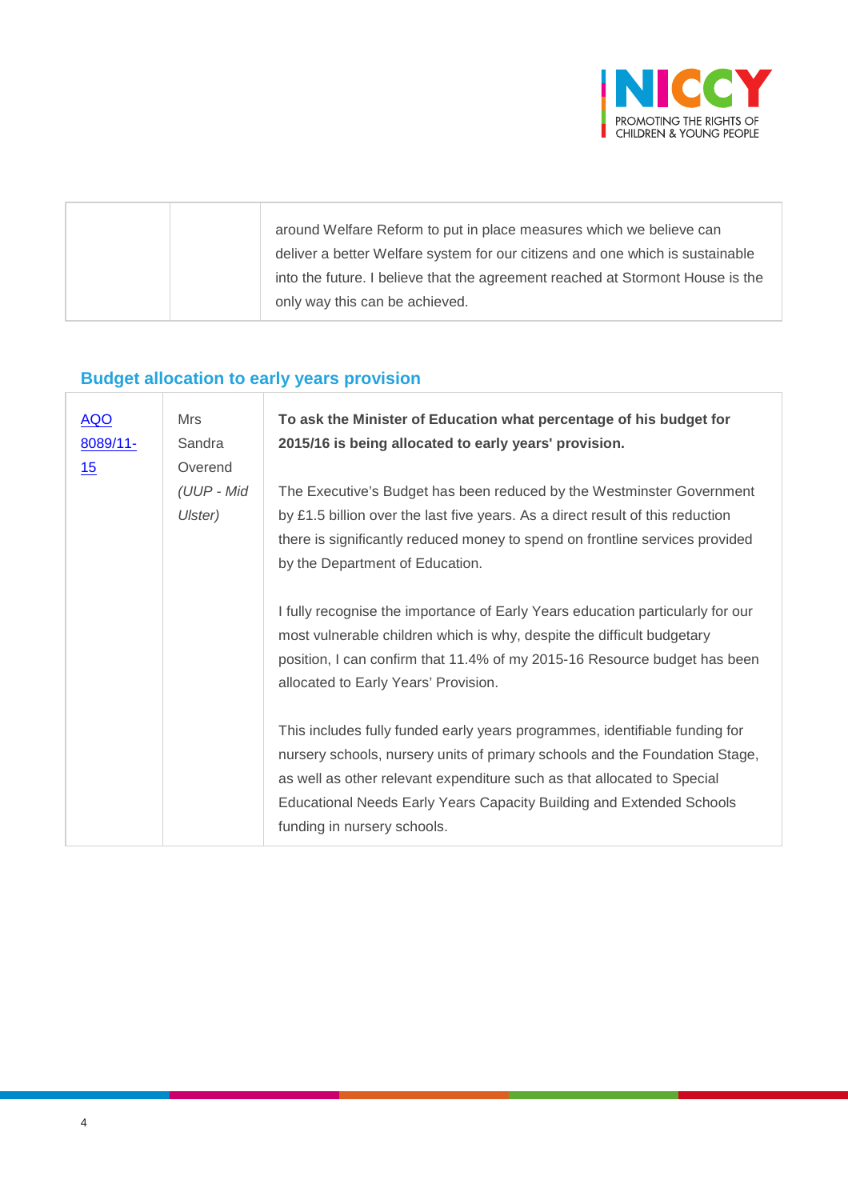| | | around Welfare Reform to put in place measures which we believe can deliver a better Welfare system for our citizens and one which is sustainable into the future. I believe that the agreement reached at Stormont House is the only way this can be achieved. |
|---|---|---|

## Budget allocation to early years provision

| | | |
|---|---|---|
| AQO 8089/11-15 | Mrs Sandra Overend *(UUP - Mid Ulster)* | **To ask the Minister of Education what percentage of his budget for 2015/16 is being allocated to early years' provision.**<br><br>The Executive's Budget has been reduced by the Westminster Government by £1.5 billion over the last five years. As a direct result of this reduction there is significantly reduced money to spend on frontline services provided by the Department of Education.<br><br>I fully recognise the importance of Early Years education particularly for our most vulnerable children which is why, despite the difficult budgetary position, I can confirm that 11.4% of my 2015-16 Resource budget has been allocated to Early Years' Provision.<br><br>This includes fully funded early years programmes, identifiable funding for nursery schools, nursery units of primary schools and the Foundation Stage, as well as other relevant expenditure such as that allocated to Special Educational Needs Early Years Capacity Building and Extended Schools funding in nursery schools. |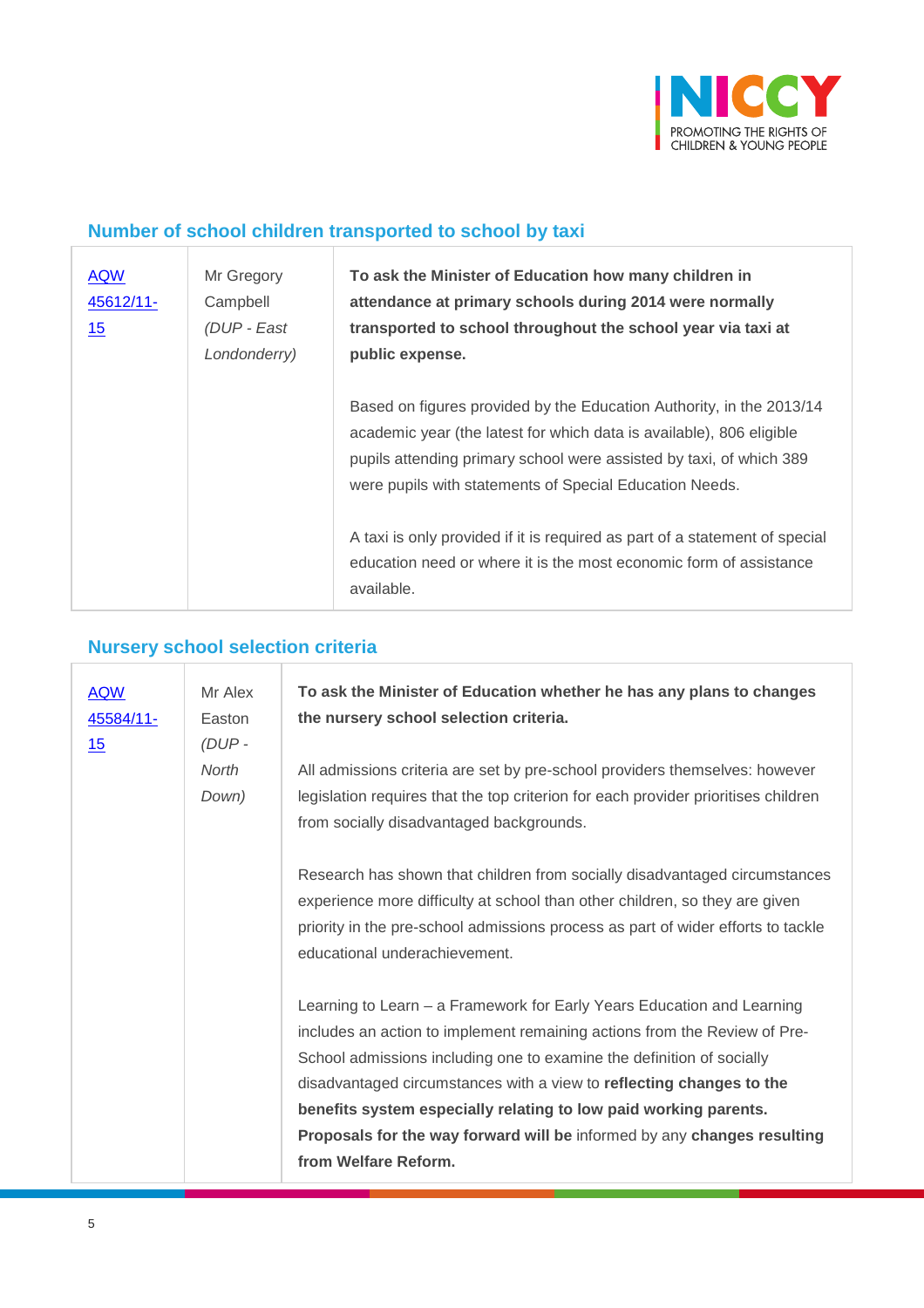## Number of school children transported to school by taxi

| | | |
|---|---|---|
| AQW 45612/11-15 | Mr Gregory Campbell *(DUP - East Londonderry)* | **To ask the Minister of Education how many children in attendance at primary schools during 2014 were normally transported to school throughout the school year via taxi at public expense.**<br><br>Based on figures provided by the Education Authority, in the 2013/14 academic year (the latest for which data is available), 806 eligible pupils attending primary school were assisted by taxi, of which 389 were pupils with statements of Special Education Needs.<br><br>A taxi is only provided if it is required as part of a statement of special education need or where it is the most economic form of assistance available. |

## Nursery school selection criteria

| | | |
|---|---|---|
| AQW 45584/11-15 | Mr Alex Easton *(DUP - North Down)* | **To ask the Minister of Education whether he has any plans to changes the nursery school selection criteria.**<br><br>All admissions criteria are set by pre-school providers themselves: however legislation requires that the top criterion for each provider prioritises children from socially disadvantaged backgrounds.<br><br>Research has shown that children from socially disadvantaged circumstances experience more difficulty at school than other children, so they are given priority in the pre-school admissions process as part of wider efforts to tackle educational underachievement.<br><br>Learning to Learn – a Framework for Early Years Education and Learning includes an action to implement remaining actions from the Review of Pre-School admissions including one to examine the definition of socially disadvantaged circumstances with a view to **reflecting changes to the benefits system especially relating to low paid working parents. Proposals for the way forward will be** informed by any **changes resulting from Welfare Reform.** |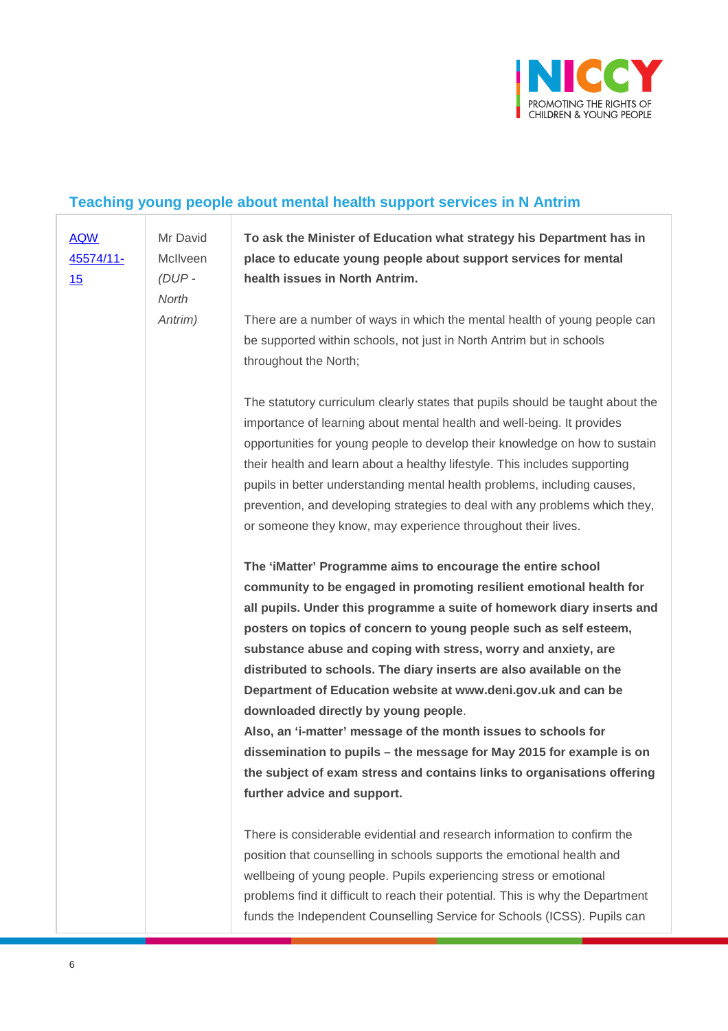## Teaching young people about mental health support services in N Antrim

| | | |
|---|---|---|
| [AQW 45574/11-15]() | Mr David McIlveen *(DUP - North Antrim)* | **To ask the Minister of Education what strategy his Department has in place to educate young people about support services for mental health issues in North Antrim.**<br><br>There are a number of ways in which the mental health of young people can be supported within schools, not just in North Antrim but in schools throughout the North;<br><br>The statutory curriculum clearly states that pupils should be taught about the importance of learning about mental health and well-being. It provides opportunities for young people to develop their knowledge on how to sustain their health and learn about a healthy lifestyle. This includes supporting pupils in better understanding mental health problems, including causes, prevention, and developing strategies to deal with any problems which they, or someone they know, may experience throughout their lives.<br><br>**The 'iMatter' Programme aims to encourage the entire school community to be engaged in promoting resilient emotional health for all pupils. Under this programme a suite of homework diary inserts and posters on topics of concern to young people such as self esteem, substance abuse and coping with stress, worry and anxiety, are distributed to schools. The diary inserts are also available on the Department of Education website at www.deni.gov.uk and can be downloaded directly by young people**.<br>**Also, an 'i-matter' message of the month issues to schools for dissemination to pupils – the message for May 2015 for example is on the subject of exam stress and contains links to organisations offering further advice and support.**<br><br>There is considerable evidential and research information to confirm the position that counselling in schools supports the emotional health and wellbeing of young people. Pupils experiencing stress or emotional problems find it difficult to reach their potential. This is why the Department funds the Independent Counselling Service for Schools (ICSS). Pupils can |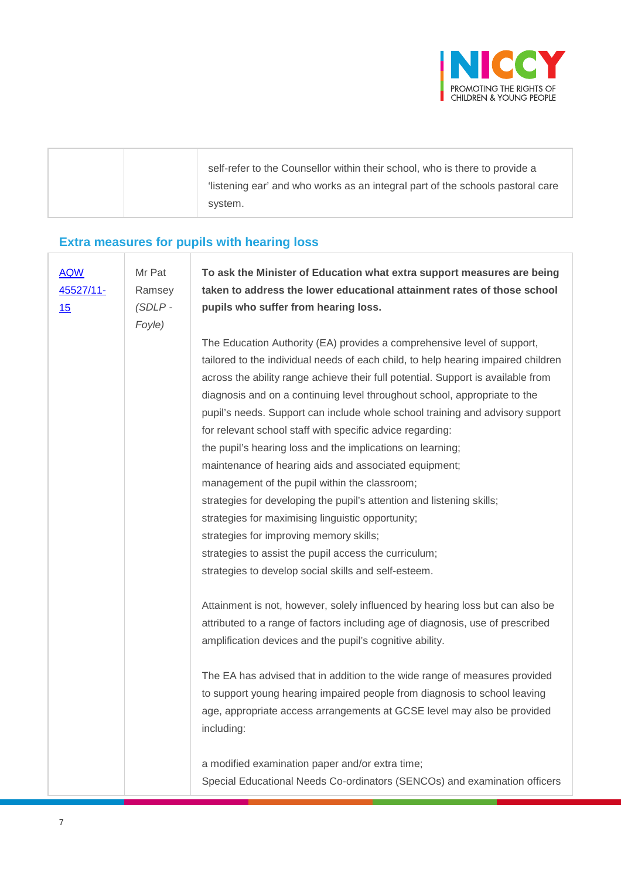| | | self-refer to the Counsellor within their school, who is there to provide a 'listening ear' and who works as an integral part of the schools pastoral care system. |
|---|---|---|

## Extra measures for pupils with hearing loss

| | | |
|---|---|---|
| AQW 45527/11-15 | Mr Pat Ramsey *(SDLP - Foyle)* | **To ask the Minister of Education what extra support measures are being taken to address the lower educational attainment rates of those school pupils who suffer from hearing loss.**<br><br>The Education Authority (EA) provides a comprehensive level of support, tailored to the individual needs of each child, to help hearing impaired children across the ability range achieve their full potential. Support is available from diagnosis and on a continuing level throughout school, appropriate to the pupil's needs. Support can include whole school training and advisory support for relevant school staff with specific advice regarding:<br>the pupil's hearing loss and the implications on learning;<br>maintenance of hearing aids and associated equipment;<br>management of the pupil within the classroom;<br>strategies for developing the pupil's attention and listening skills;<br>strategies for maximising linguistic opportunity;<br>strategies for improving memory skills;<br>strategies to assist the pupil access the curriculum;<br>strategies to develop social skills and self-esteem.<br><br>Attainment is not, however, solely influenced by hearing loss but can also be attributed to a range of factors including age of diagnosis, use of prescribed amplification devices and the pupil's cognitive ability.<br><br>The EA has advised that in addition to the wide range of measures provided to support young hearing impaired people from diagnosis to school leaving age, appropriate access arrangements at GCSE level may also be provided including:<br><br>a modified examination paper and/or extra time;<br>Special Educational Needs Co-ordinators (SENCOs) and examination officers |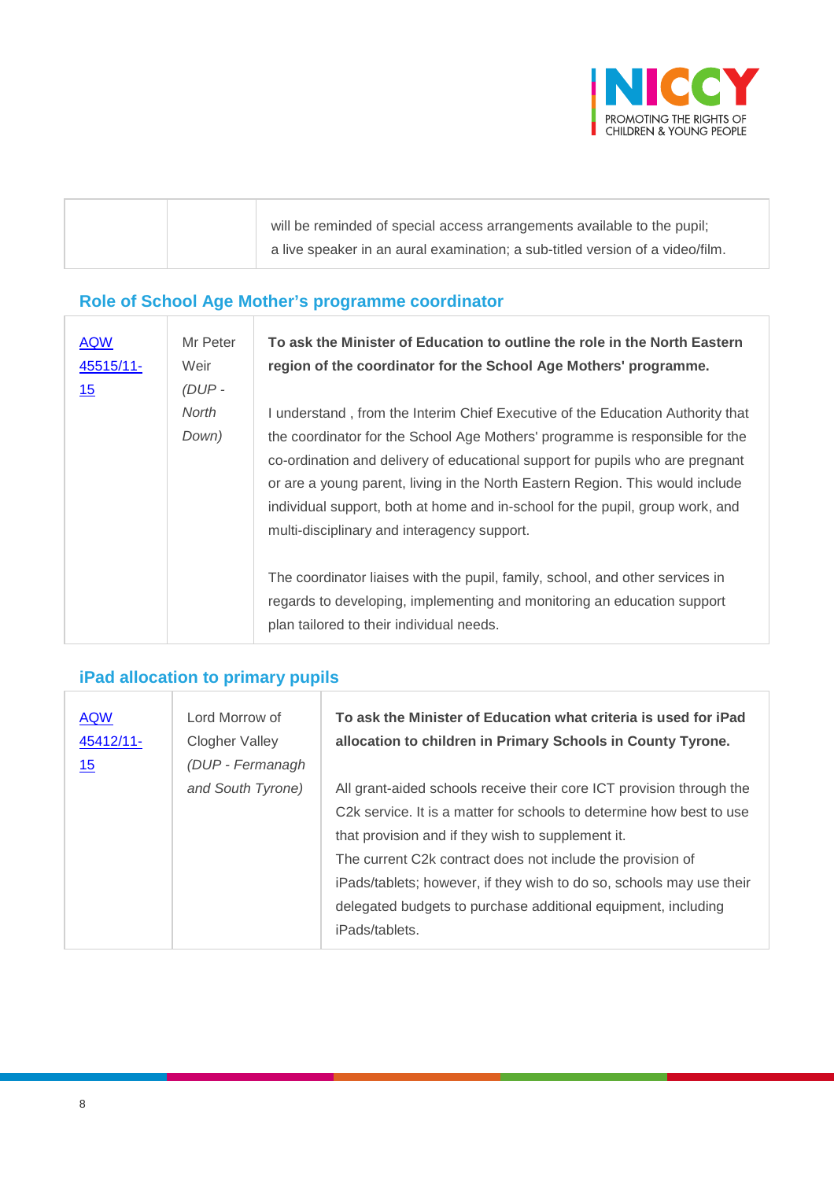| | | |
|---|---|---|
| | | will be reminded of special access arrangements available to the pupil; a live speaker in an aural examination; a sub-titled version of a video/film. |

## Role of School Age Mother's programme coordinator

| | | |
|---|---|---|
| AQW 45515/11-15 | Mr Peter Weir *(DUP - North Down)* | **To ask the Minister of Education to outline the role in the North Eastern region of the coordinator for the School Age Mothers' programme.**<br><br>I understand , from the Interim Chief Executive of the Education Authority that the coordinator for the School Age Mothers' programme is responsible for the co-ordination and delivery of educational support for pupils who are pregnant or are a young parent, living in the North Eastern Region. This would include individual support, both at home and in-school for the pupil, group work, and multi-disciplinary and interagency support.<br><br>The coordinator liaises with the pupil, family, school, and other services in regards to developing, implementing and monitoring an education support plan tailored to their individual needs. |

## iPad allocation to primary pupils

| | | |
|---|---|---|
| AQW 45412/11-15 | Lord Morrow of Clogher Valley *(DUP - Fermanagh and South Tyrone)* | **To ask the Minister of Education what criteria is used for iPad allocation to children in Primary Schools in County Tyrone.**<br><br>All grant-aided schools receive their core ICT provision through the C2k service. It is a matter for schools to determine how best to use that provision and if they wish to supplement it.<br>The current C2k contract does not include the provision of iPads/tablets; however, if they wish to do so, schools may use their delegated budgets to purchase additional equipment, including iPads/tablets. |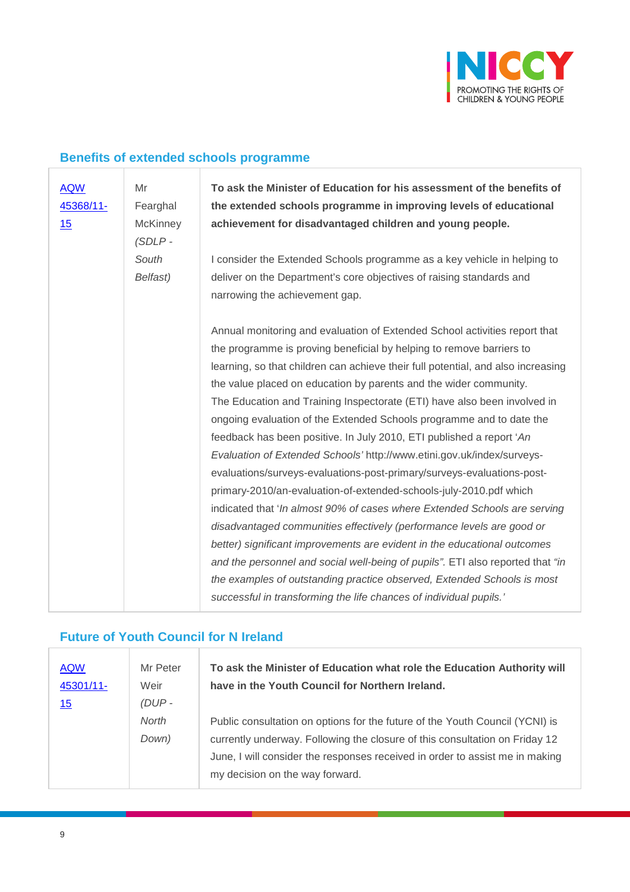## Benefits of extended schools programme

| | | |
|---|---|---|
| [AQW 45368/11-15]() | Mr Fearghal McKinney *(SDLP - South Belfast)* | **To ask the Minister of Education for his assessment of the benefits of the extended schools programme in improving levels of educational achievement for disadvantaged children and young people.**<br><br>I consider the Extended Schools programme as a key vehicle in helping to deliver on the Department's core objectives of raising standards and narrowing the achievement gap.<br><br>Annual monitoring and evaluation of Extended School activities report that the programme is proving beneficial by helping to remove barriers to learning, so that children can achieve their full potential, and also increasing the value placed on education by parents and the wider community. The Education and Training Inspectorate (ETI) have also been involved in ongoing evaluation of the Extended Schools programme and to date the feedback has been positive. In July 2010, ETI published a report '*An Evaluation of Extended Schools'* http://www.etini.gov.uk/index/surveys-evaluations/surveys-evaluations-post-primary/surveys-evaluations-post-primary-2010/an-evaluation-of-extended-schools-july-2010.pdf which indicated that '*In almost 90% of cases where Extended Schools are serving disadvantaged communities effectively (performance levels are good or better) significant improvements are evident in the educational outcomes and the personnel and social well-being of pupils".* ETI also reported that *"in the examples of outstanding practice observed, Extended Schools is most successful in transforming the life chances of individual pupils.'* |

## Future of Youth Council for N Ireland

| | | |
|---|---|---|
| [AQW 45301/11-15]() | Mr Peter Weir *(DUP - North Down)* | **To ask the Minister of Education what role the Education Authority will have in the Youth Council for Northern Ireland.**<br><br>Public consultation on options for the future of the Youth Council (YCNI) is currently underway. Following the closure of this consultation on Friday 12 June, I will consider the responses received in order to assist me in making my decision on the way forward. |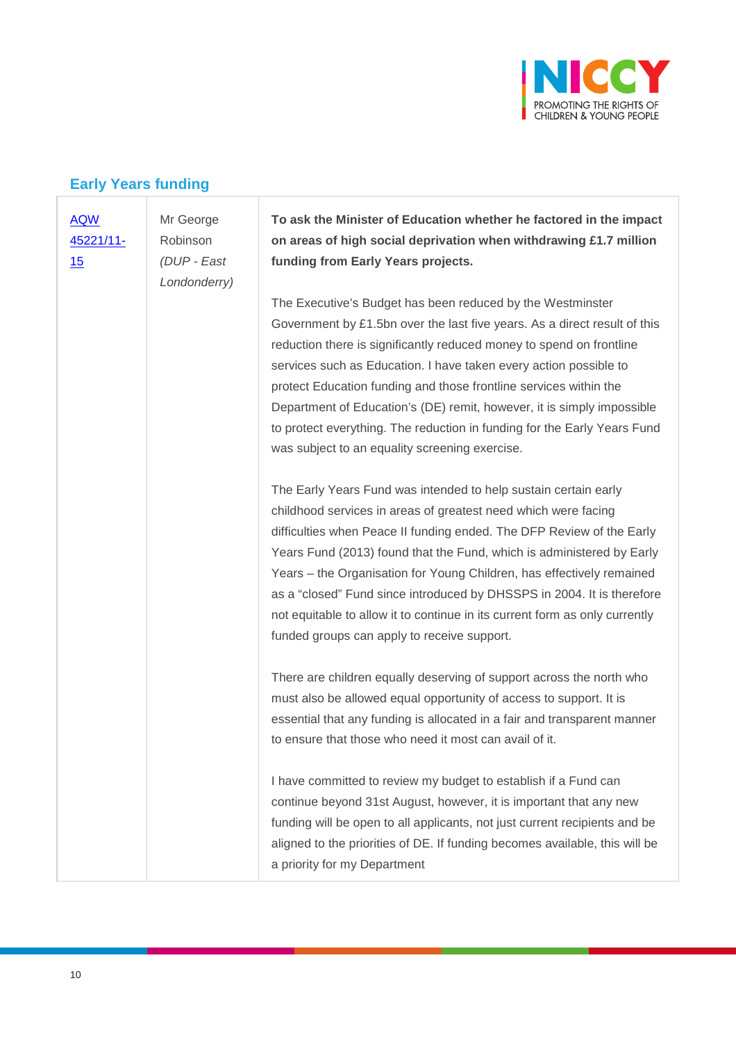## Early Years funding

| | | |
|---|---|---|
| AQW 45221/11-15 | Mr George Robinson *(DUP - East Londonderry)* | **To ask the Minister of Education whether he factored in the impact on areas of high social deprivation when withdrawing £1.7 million funding from Early Years projects.**<br><br>The Executive's Budget has been reduced by the Westminster Government by £1.5bn over the last five years. As a direct result of this reduction there is significantly reduced money to spend on frontline services such as Education. I have taken every action possible to protect Education funding and those frontline services within the Department of Education's (DE) remit, however, it is simply impossible to protect everything. The reduction in funding for the Early Years Fund was subject to an equality screening exercise.<br><br>The Early Years Fund was intended to help sustain certain early childhood services in areas of greatest need which were facing difficulties when Peace II funding ended. The DFP Review of the Early Years Fund (2013) found that the Fund, which is administered by Early Years – the Organisation for Young Children, has effectively remained as a "closed" Fund since introduced by DHSSPS in 2004. It is therefore not equitable to allow it to continue in its current form as only currently funded groups can apply to receive support.<br><br>There are children equally deserving of support across the north who must also be allowed equal opportunity of access to support. It is essential that any funding is allocated in a fair and transparent manner to ensure that those who need it most can avail of it.<br><br>I have committed to review my budget to establish if a Fund can continue beyond 31st August, however, it is important that any new funding will be open to all applicants, not just current recipients and be aligned to the priorities of DE. If funding becomes available, this will be a priority for my Department |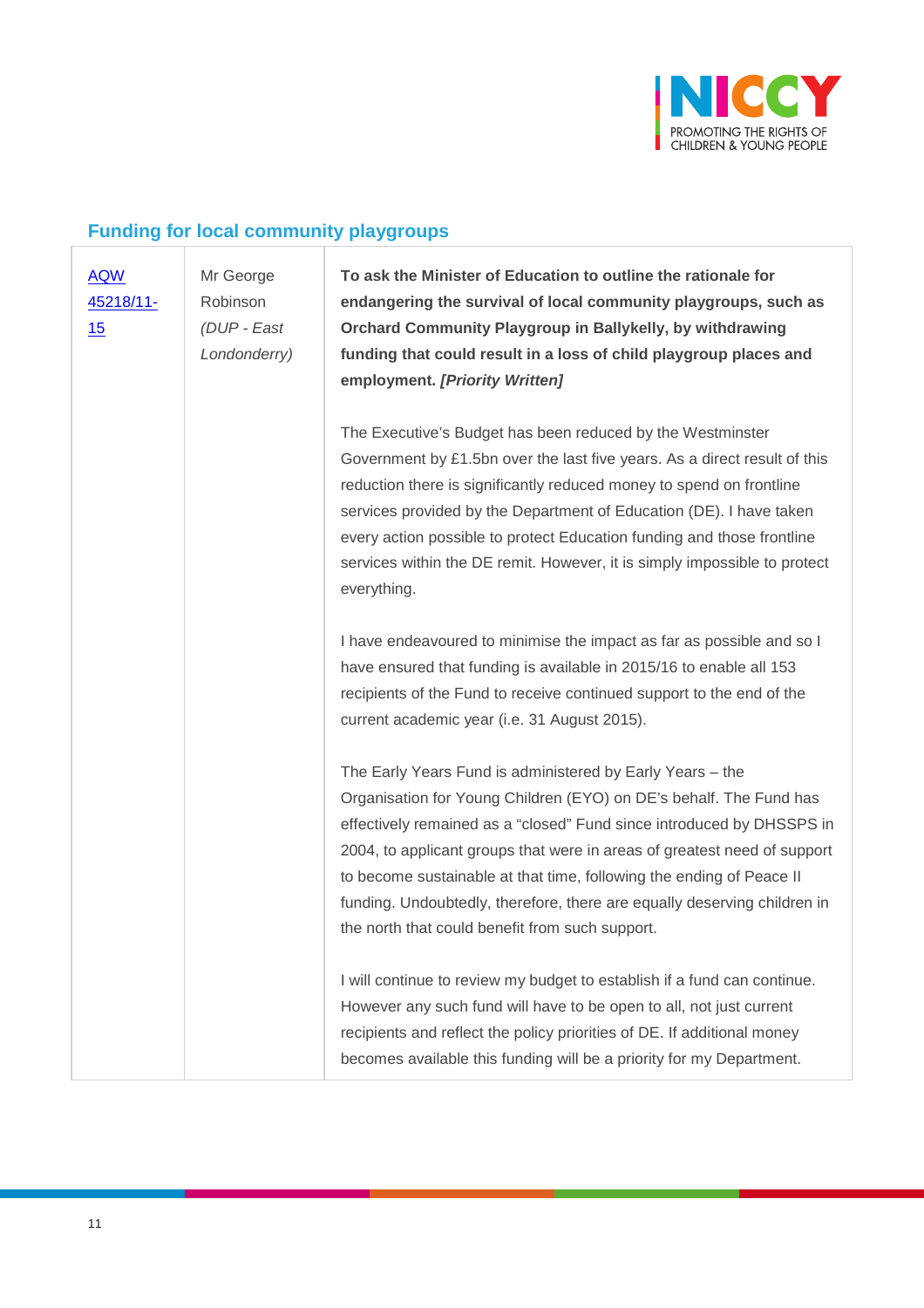## Funding for local community playgroups

| | | |
|---|---|---|
| AQW 45218/11-15 | Mr George Robinson *(DUP - East Londonderry)* | **To ask the Minister of Education to outline the rationale for endangering the survival of local community playgroups, such as Orchard Community Playgroup in Ballykelly, by withdrawing funding that could result in a loss of child playgroup places and employment. *[Priority Written]*** <br><br> The Executive's Budget has been reduced by the Westminster Government by £1.5bn over the last five years. As a direct result of this reduction there is significantly reduced money to spend on frontline services provided by the Department of Education (DE). I have taken every action possible to protect Education funding and those frontline services within the DE remit. However, it is simply impossible to protect everything. <br><br> I have endeavoured to minimise the impact as far as possible and so I have ensured that funding is available in 2015/16 to enable all 153 recipients of the Fund to receive continued support to the end of the current academic year (i.e. 31 August 2015). <br><br> The Early Years Fund is administered by Early Years – the Organisation for Young Children (EYO) on DE's behalf. The Fund has effectively remained as a "closed" Fund since introduced by DHSSPS in 2004, to applicant groups that were in areas of greatest need of support to become sustainable at that time, following the ending of Peace II funding. Undoubtedly, therefore, there are equally deserving children in the north that could benefit from such support. <br><br> I will continue to review my budget to establish if a fund can continue. However any such fund will have to be open to all, not just current recipients and reflect the policy priorities of DE. If additional money becomes available this funding will be a priority for my Department. |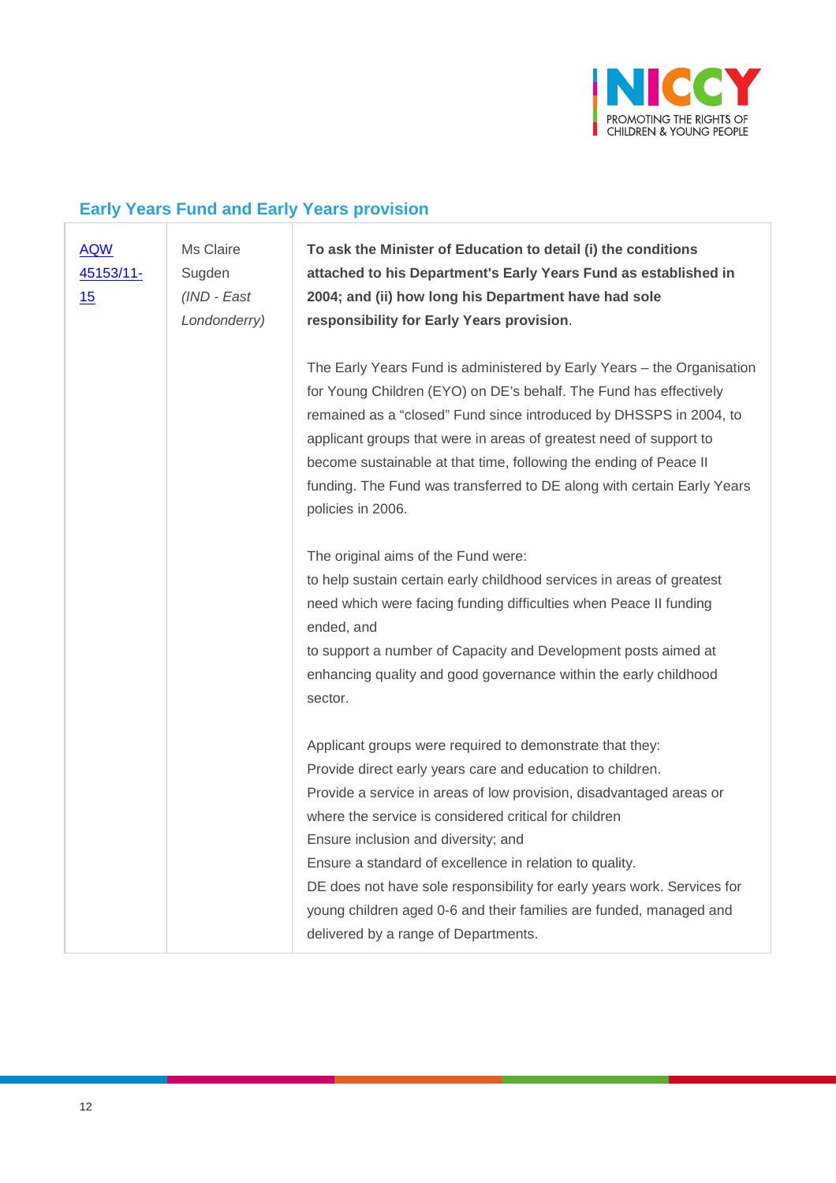## Early Years Fund and Early Years provision

| | | |
|---|---|---|
| [AQW 45153/11-15]() | Ms Claire Sugden *(IND - East Londonderry)* | **To ask the Minister of Education to detail (i) the conditions attached to his Department's Early Years Fund as established in 2004; and (ii) how long his Department have had sole responsibility for Early Years provision**.<br><br>The Early Years Fund is administered by Early Years – the Organisation for Young Children (EYO) on DE's behalf. The Fund has effectively remained as a "closed" Fund since introduced by DHSSPS in 2004, to applicant groups that were in areas of greatest need of support to become sustainable at that time, following the ending of Peace II funding. The Fund was transferred to DE along with certain Early Years policies in 2006.<br><br>The original aims of the Fund were:<br>to help sustain certain early childhood services in areas of greatest need which were facing funding difficulties when Peace II funding ended, and<br>to support a number of Capacity and Development posts aimed at enhancing quality and good governance within the early childhood sector.<br><br>Applicant groups were required to demonstrate that they:<br>Provide direct early years care and education to children.<br>Provide a service in areas of low provision, disadvantaged areas or where the service is considered critical for children<br>Ensure inclusion and diversity; and<br>Ensure a standard of excellence in relation to quality.<br>DE does not have sole responsibility for early years work. Services for young children aged 0-6 and their families are funded, managed and delivered by a range of Departments. |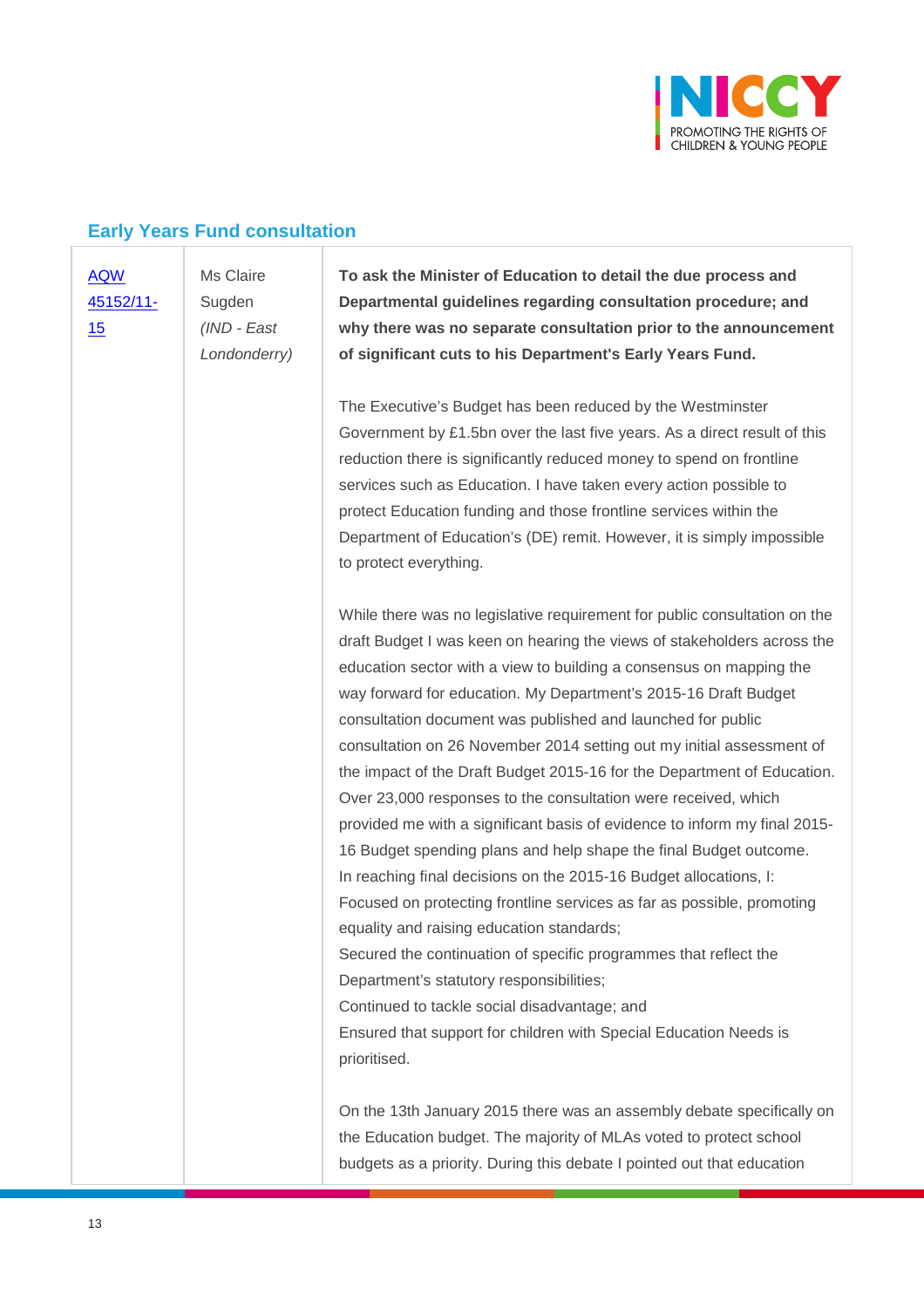## Early Years Fund consultation

| | | |
|---|---|---|
| AQW 45152/11-15 | Ms Claire Sugden *(IND - East Londonderry)* | **To ask the Minister of Education to detail the due process and Departmental guidelines regarding consultation procedure; and why there was no separate consultation prior to the announcement of significant cuts to his Department's Early Years Fund.**<br><br>The Executive's Budget has been reduced by the Westminster Government by £1.5bn over the last five years. As a direct result of this reduction there is significantly reduced money to spend on frontline services such as Education. I have taken every action possible to protect Education funding and those frontline services within the Department of Education's (DE) remit. However, it is simply impossible to protect everything.<br><br>While there was no legislative requirement for public consultation on the draft Budget I was keen on hearing the views of stakeholders across the education sector with a view to building a consensus on mapping the way forward for education. My Department's 2015-16 Draft Budget consultation document was published and launched for public consultation on 26 November 2014 setting out my initial assessment of the impact of the Draft Budget 2015-16 for the Department of Education. Over 23,000 responses to the consultation were received, which provided me with a significant basis of evidence to inform my final 2015-16 Budget spending plans and help shape the final Budget outcome.<br>In reaching final decisions on the 2015-16 Budget allocations, I:<br>Focused on protecting frontline services as far as possible, promoting equality and raising education standards;<br>Secured the continuation of specific programmes that reflect the Department's statutory responsibilities;<br>Continued to tackle social disadvantage; and<br>Ensured that support for children with Special Education Needs is prioritised.<br><br>On the 13th January 2015 there was an assembly debate specifically on the Education budget. The majority of MLAs voted to protect school budgets as a priority. During this debate I pointed out that education |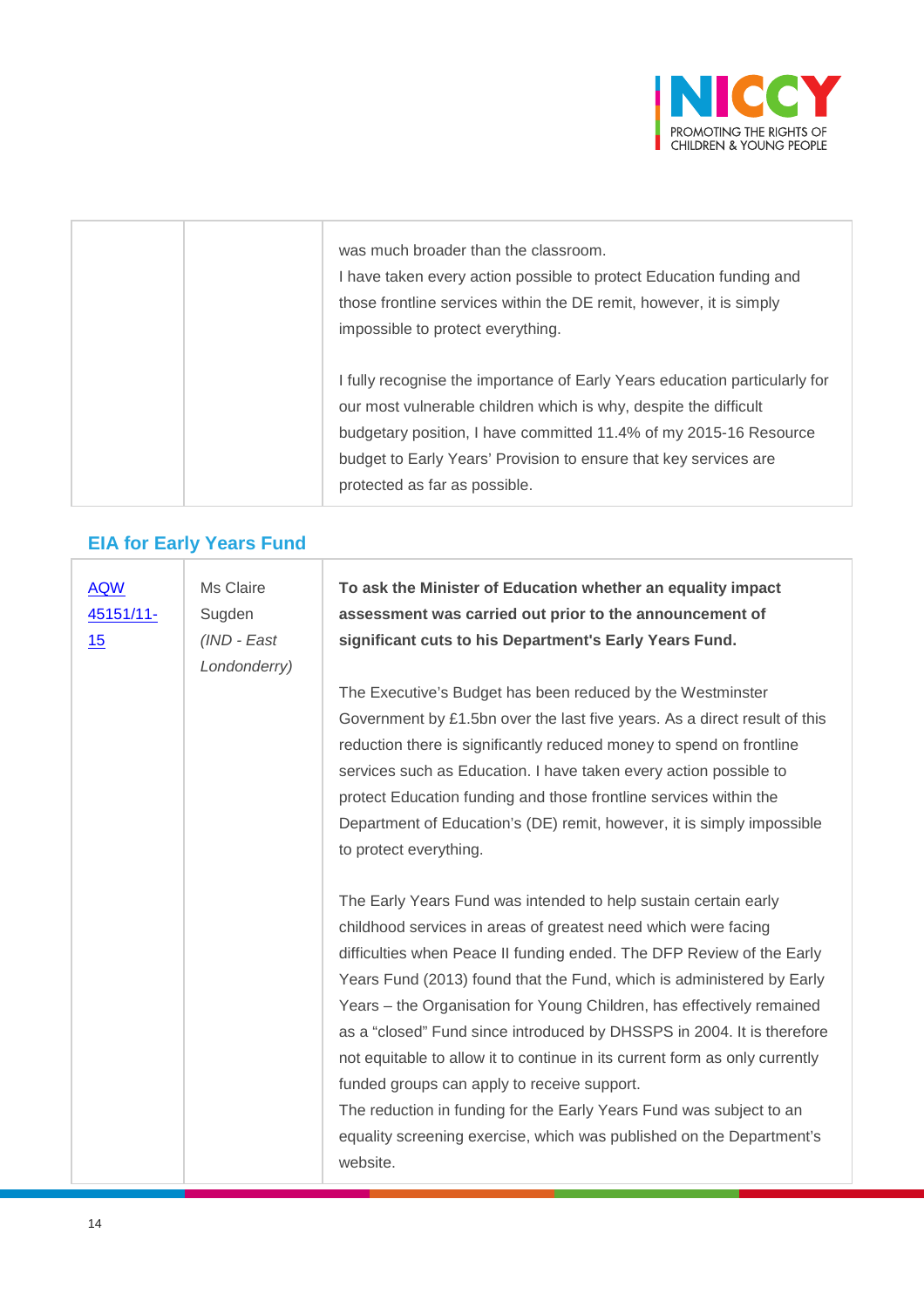| | | was much broader than the classroom.<br>I have taken every action possible to protect Education funding and those frontline services within the DE remit, however, it is simply impossible to protect everything.<br><br>I fully recognise the importance of Early Years education particularly for our most vulnerable children which is why, despite the difficult budgetary position, I have committed 11.4% of my 2015-16 Resource budget to Early Years' Provision to ensure that key services are protected as far as possible. |
|---|---|---|

## EIA for Early Years Fund

| | | |
|---|---|---|
| AQW 45151/11-15 | Ms Claire Sugden *(IND - East Londonderry)* | **To ask the Minister of Education whether an equality impact assessment was carried out prior to the announcement of significant cuts to his Department's Early Years Fund.**<br><br>The Executive's Budget has been reduced by the Westminster Government by £1.5bn over the last five years. As a direct result of this reduction there is significantly reduced money to spend on frontline services such as Education. I have taken every action possible to protect Education funding and those frontline services within the Department of Education's (DE) remit, however, it is simply impossible to protect everything.<br><br>The Early Years Fund was intended to help sustain certain early childhood services in areas of greatest need which were facing difficulties when Peace II funding ended. The DFP Review of the Early Years Fund (2013) found that the Fund, which is administered by Early Years – the Organisation for Young Children, has effectively remained as a "closed" Fund since introduced by DHSSPS in 2004. It is therefore not equitable to allow it to continue in its current form as only currently funded groups can apply to receive support.<br>The reduction in funding for the Early Years Fund was subject to an equality screening exercise, which was published on the Department's website. |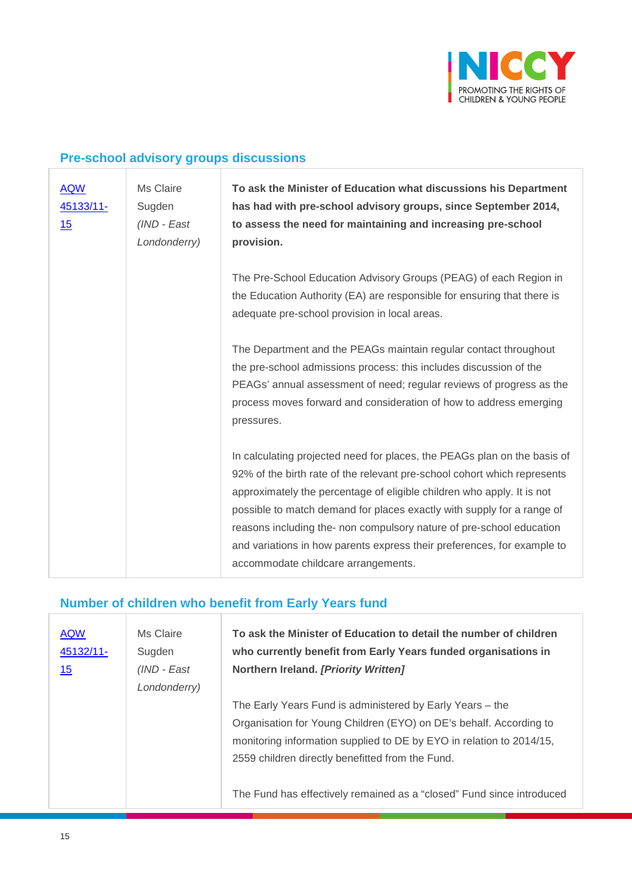## Pre-school advisory groups discussions

| | | |
|---|---|---|
| AQW 45133/11-15 | Ms Claire Sugden *(IND - East Londonderry)* | **To ask the Minister of Education what discussions his Department has had with pre-school advisory groups, since September 2014, to assess the need for maintaining and increasing pre-school provision.**<br><br>The Pre-School Education Advisory Groups (PEAG) of each Region in the Education Authority (EA) are responsible for ensuring that there is adequate pre-school provision in local areas.<br><br>The Department and the PEAGs maintain regular contact throughout the pre-school admissions process: this includes discussion of the PEAGs' annual assessment of need; regular reviews of progress as the process moves forward and consideration of how to address emerging pressures.<br><br>In calculating projected need for places, the PEAGs plan on the basis of 92% of the birth rate of the relevant pre-school cohort which represents approximately the percentage of eligible children who apply. It is not possible to match demand for places exactly with supply for a range of reasons including the- non compulsory nature of pre-school education and variations in how parents express their preferences, for example to accommodate childcare arrangements. |

## Number of children who benefit from Early Years fund

| | | |
|---|---|---|
| AQW 45132/11-15 | Ms Claire Sugden *(IND - East Londonderry)* | **To ask the Minister of Education to detail the number of children who currently benefit from Early Years funded organisations in Northern Ireland. *[Priority Written]***<br><br>The Early Years Fund is administered by Early Years – the Organisation for Young Children (EYO) on DE's behalf. According to monitoring information supplied to DE by EYO in relation to 2014/15, 2559 children directly benefitted from the Fund.<br><br>The Fund has effectively remained as a "closed" Fund since introduced |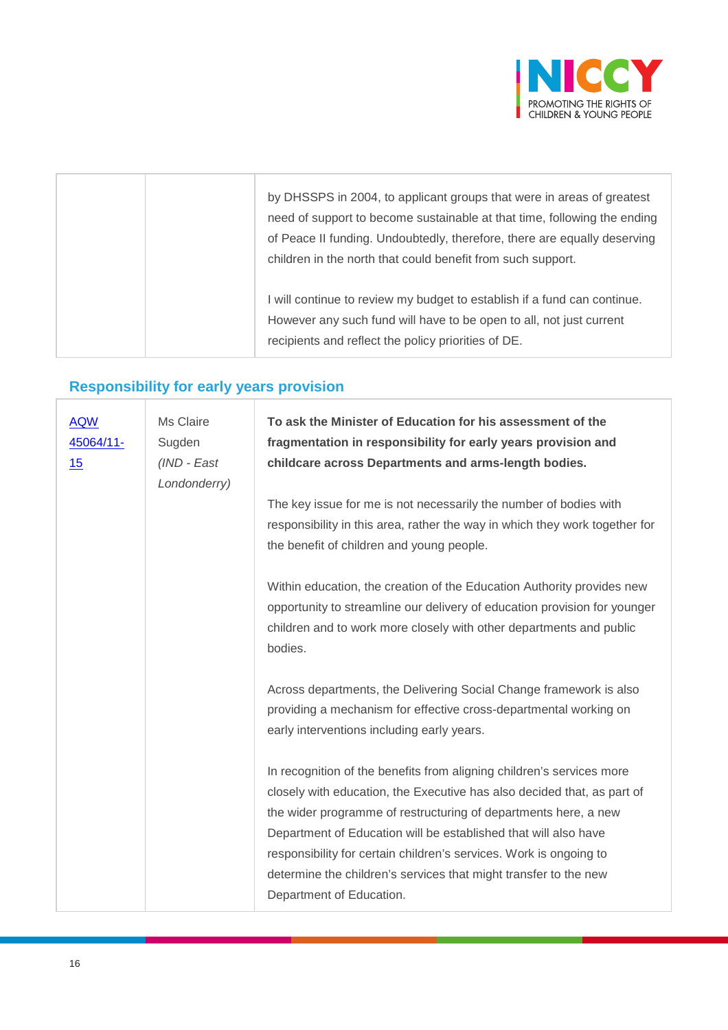| | | by DHSSPS in 2004, to applicant groups that were in areas of greatest need of support to become sustainable at that time, following the ending of Peace II funding. Undoubtedly, therefore, there are equally deserving children in the north that could benefit from such support.<br><br>I will continue to review my budget to establish if a fund can continue. However any such fund will have to be open to all, not just current recipients and reflect the policy priorities of DE. |
|---|---|---|

## Responsibility for early years provision

| | | |
|---|---|---|
| AQW 45064/11-15 | Ms Claire Sugden *(IND - East Londonderry)* | **To ask the Minister of Education for his assessment of the fragmentation in responsibility for early years provision and childcare across Departments and arms-length bodies.**<br><br>The key issue for me is not necessarily the number of bodies with responsibility in this area, rather the way in which they work together for the benefit of children and young people.<br><br>Within education, the creation of the Education Authority provides new opportunity to streamline our delivery of education provision for younger children and to work more closely with other departments and public bodies.<br><br>Across departments, the Delivering Social Change framework is also providing a mechanism for effective cross-departmental working on early interventions including early years.<br><br>In recognition of the benefits from aligning children's services more closely with education, the Executive has also decided that, as part of the wider programme of restructuring of departments here, a new Department of Education will be established that will also have responsibility for certain children's services. Work is ongoing to determine the children's services that might transfer to the new Department of Education. |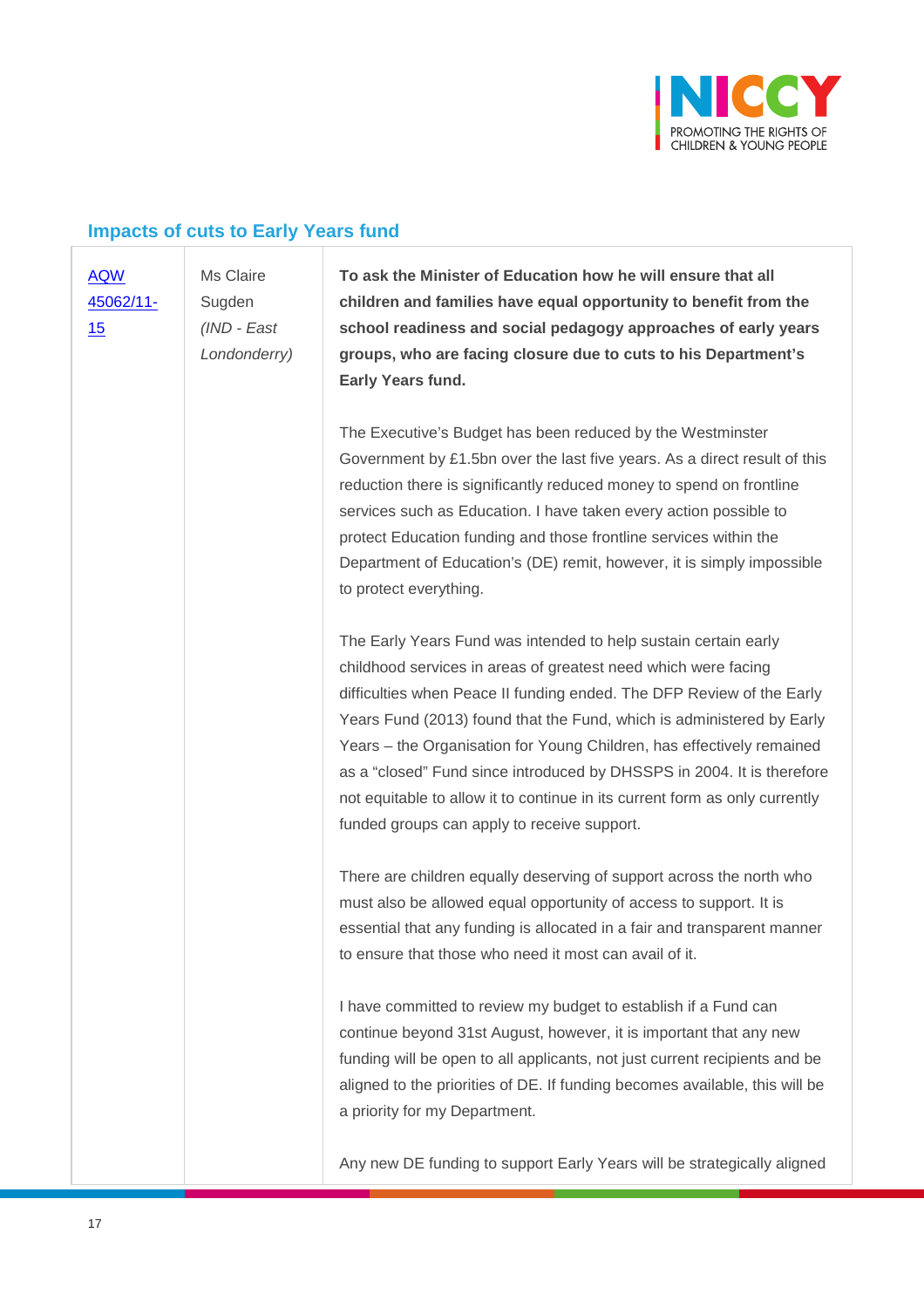## Impacts of cuts to Early Years fund

| AQW 45062/11-15 | Ms Claire Sugden *(IND - East Londonderry)* | **To ask the Minister of Education how he will ensure that all children and families have equal opportunity to benefit from the school readiness and social pedagogy approaches of early years groups, who are facing closure due to cuts to his Department's Early Years fund.**<br><br>The Executive's Budget has been reduced by the Westminster Government by £1.5bn over the last five years. As a direct result of this reduction there is significantly reduced money to spend on frontline services such as Education. I have taken every action possible to protect Education funding and those frontline services within the Department of Education's (DE) remit, however, it is simply impossible to protect everything.<br><br>The Early Years Fund was intended to help sustain certain early childhood services in areas of greatest need which were facing difficulties when Peace II funding ended. The DFP Review of the Early Years Fund (2013) found that the Fund, which is administered by Early Years – the Organisation for Young Children, has effectively remained as a "closed" Fund since introduced by DHSSPS in 2004. It is therefore not equitable to allow it to continue in its current form as only currently funded groups can apply to receive support.<br><br>There are children equally deserving of support across the north who must also be allowed equal opportunity of access to support. It is essential that any funding is allocated in a fair and transparent manner to ensure that those who need it most can avail of it.<br><br>I have committed to review my budget to establish if a Fund can continue beyond 31st August, however, it is important that any new funding will be open to all applicants, not just current recipients and be aligned to the priorities of DE. If funding becomes available, this will be a priority for my Department.<br><br>Any new DE funding to support Early Years will be strategically aligned |
|---|---|---|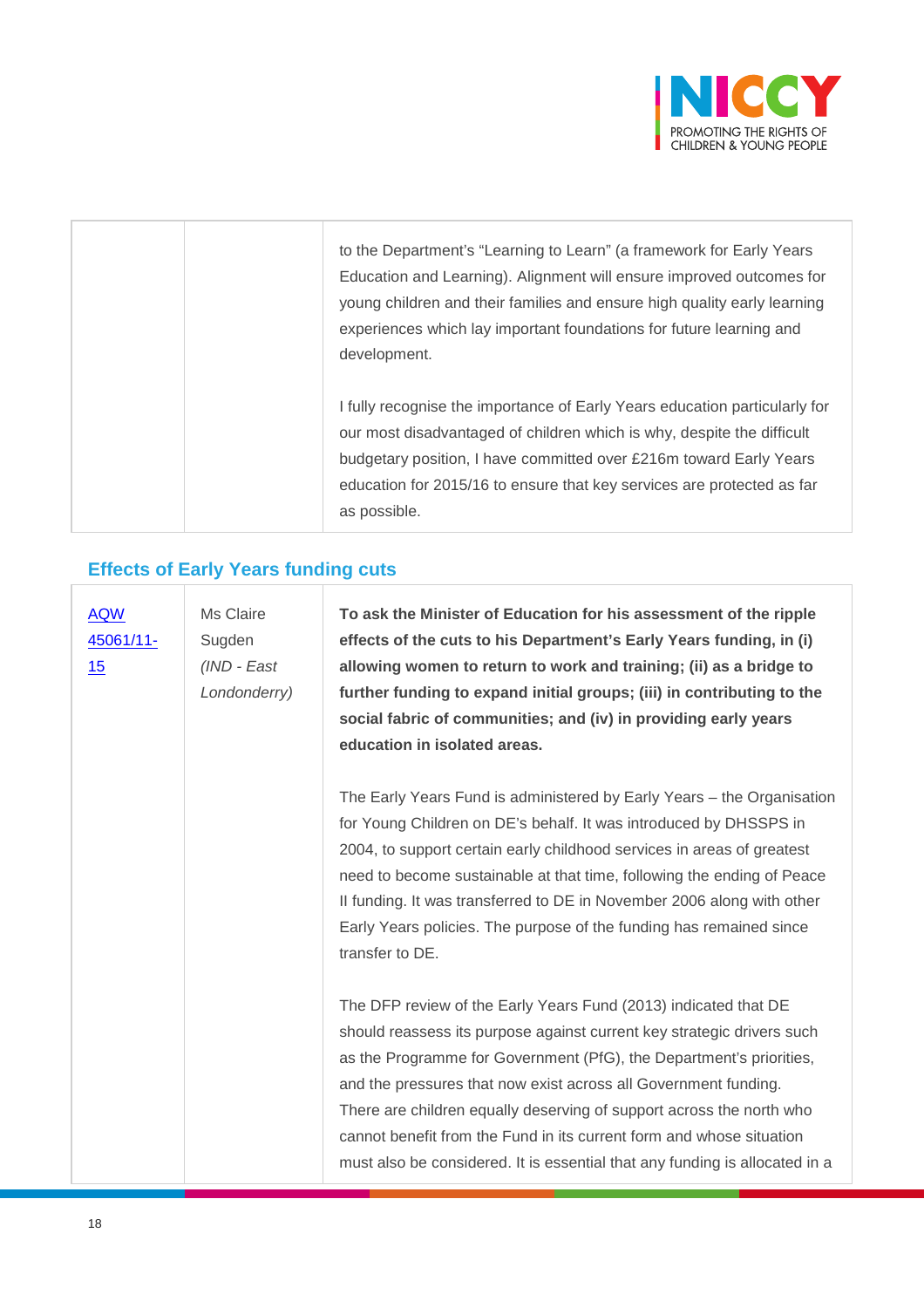| | | to the Department's "Learning to Learn" (a framework for Early Years Education and Learning). Alignment will ensure improved outcomes for young children and their families and ensure high quality early learning experiences which lay important foundations for future learning and development.<br><br>I fully recognise the importance of Early Years education particularly for our most disadvantaged of children which is why, despite the difficult budgetary position, I have committed over £216m toward Early Years education for 2015/16 to ensure that key services are protected as far as possible. |
|---|---|---|

### Effects of Early Years funding cuts

| | | |
|---|---|---|
| AQW 45061/11-15 | Ms Claire Sugden *(IND - East Londonderry)* | **To ask the Minister of Education for his assessment of the ripple effects of the cuts to his Department's Early Years funding, in (i) allowing women to return to work and training; (ii) as a bridge to further funding to expand initial groups; (iii) in contributing to the social fabric of communities; and (iv) in providing early years education in isolated areas.**<br><br>The Early Years Fund is administered by Early Years – the Organisation for Young Children on DE's behalf. It was introduced by DHSSPS in 2004, to support certain early childhood services in areas of greatest need to become sustainable at that time, following the ending of Peace II funding. It was transferred to DE in November 2006 along with other Early Years policies. The purpose of the funding has remained since transfer to DE.<br><br>The DFP review of the Early Years Fund (2013) indicated that DE should reassess its purpose against current key strategic drivers such as the Programme for Government (PfG), the Department's priorities, and the pressures that now exist across all Government funding. There are children equally deserving of support across the north who cannot benefit from the Fund in its current form and whose situation must also be considered. It is essential that any funding is allocated in a |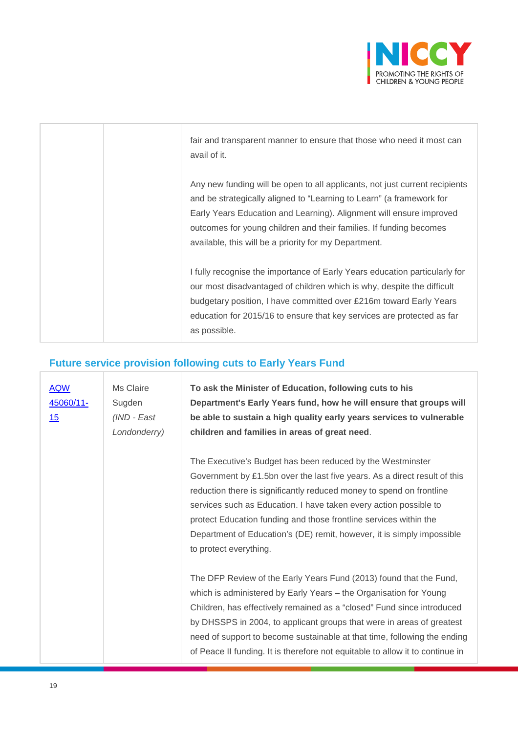| | | |
|---|---|---|
| | | fair and transparent manner to ensure that those who need it most can avail of it.<br><br>Any new funding will be open to all applicants, not just current recipients and be strategically aligned to "Learning to Learn" (a framework for Early Years Education and Learning). Alignment will ensure improved outcomes for young children and their families. If funding becomes available, this will be a priority for my Department.<br><br>I fully recognise the importance of Early Years education particularly for our most disadvantaged of children which is why, despite the difficult budgetary position, I have committed over £216m toward Early Years education for 2015/16 to ensure that key services are protected as far as possible. |

## Future service provision following cuts to Early Years Fund

| | | |
|---|---|---|
| AQW 45060/11-15 | Ms Claire Sugden *(IND - East Londonderry)* | **To ask the Minister of Education, following cuts to his Department's Early Years fund, how he will ensure that groups will be able to sustain a high quality early years services to vulnerable children and families in areas of great need**.<br><br>The Executive's Budget has been reduced by the Westminster Government by £1.5bn over the last five years. As a direct result of this reduction there is significantly reduced money to spend on frontline services such as Education. I have taken every action possible to protect Education funding and those frontline services within the Department of Education's (DE) remit, however, it is simply impossible to protect everything.<br><br>The DFP Review of the Early Years Fund (2013) found that the Fund, which is administered by Early Years – the Organisation for Young Children, has effectively remained as a "closed" Fund since introduced by DHSSPS in 2004, to applicant groups that were in areas of greatest need of support to become sustainable at that time, following the ending of Peace II funding. It is therefore not equitable to allow it to continue in |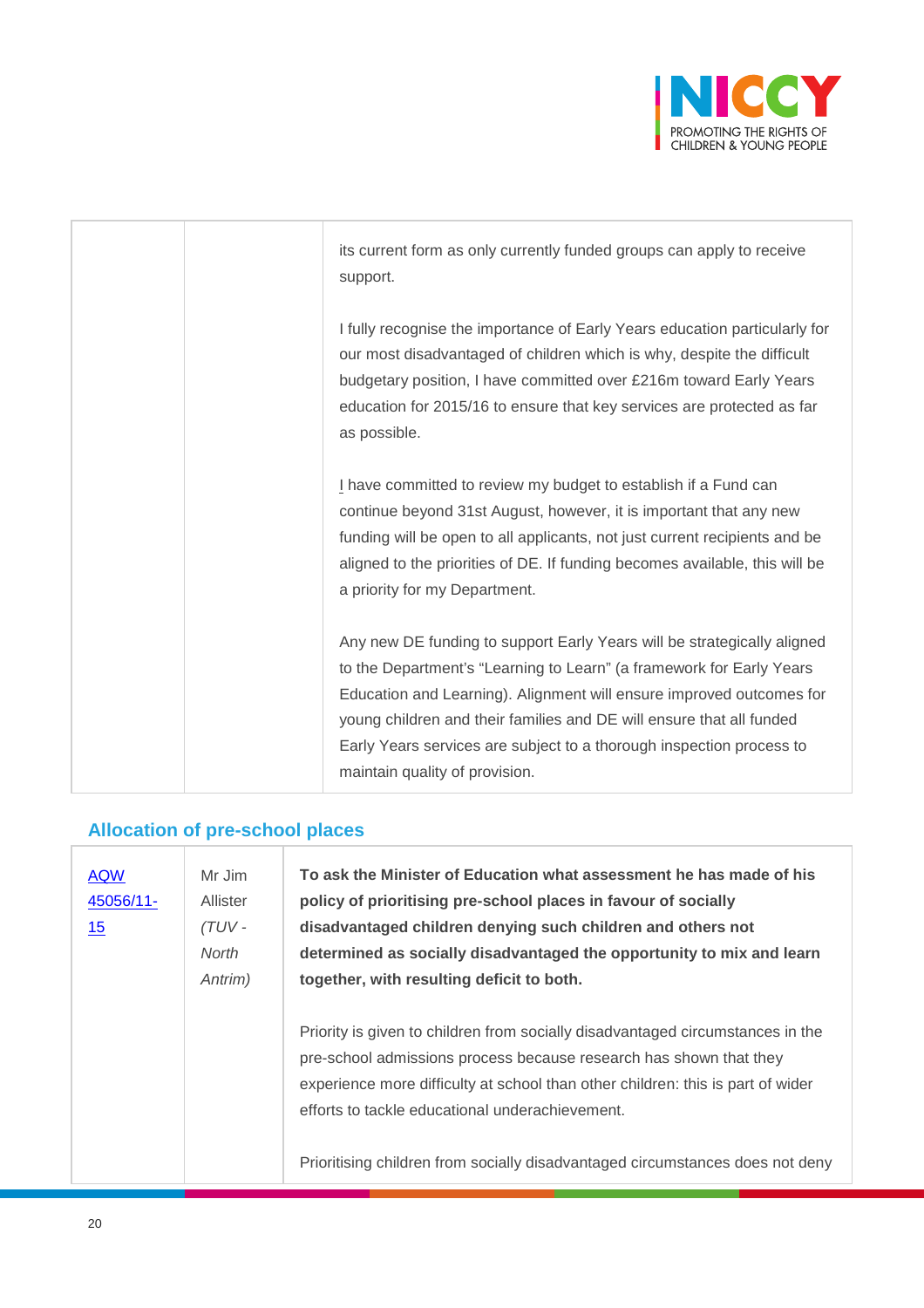| | | |
|---|---|---|
| | | its current form as only currently funded groups can apply to receive support.<br><br>I fully recognise the importance of Early Years education particularly for our most disadvantaged of children which is why, despite the difficult budgetary position, I have committed over £216m toward Early Years education for 2015/16 to ensure that key services are protected as far as possible.<br><br>I have committed to review my budget to establish if a Fund can continue beyond 31st August, however, it is important that any new funding will be open to all applicants, not just current recipients and be aligned to the priorities of DE. If funding becomes available, this will be a priority for my Department.<br><br>Any new DE funding to support Early Years will be strategically aligned to the Department's "Learning to Learn" (a framework for Early Years Education and Learning). Alignment will ensure improved outcomes for young children and their families and DE will ensure that all funded Early Years services are subject to a thorough inspection process to maintain quality of provision. |

## Allocation of pre-school places

| | | |
|---|---|---|
| AQW 45056/11-15 | Mr Jim Allister *(TUV - North Antrim)* | **To ask the Minister of Education what assessment he has made of his policy of prioritising pre-school places in favour of socially disadvantaged children denying such children and others not determined as socially disadvantaged the opportunity to mix and learn together, with resulting deficit to both.**<br><br>Priority is given to children from socially disadvantaged circumstances in the pre-school admissions process because research has shown that they experience more difficulty at school than other children: this is part of wider efforts to tackle educational underachievement.<br><br>Prioritising children from socially disadvantaged circumstances does not deny |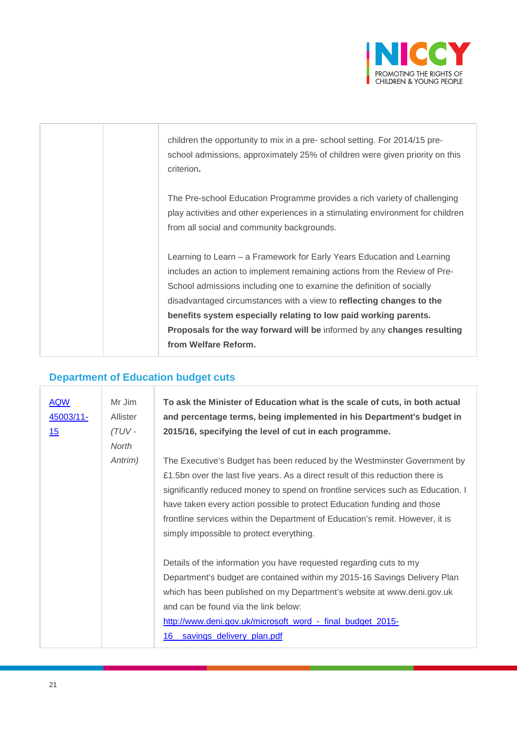| | | |
|---|---|---|
| | | children the opportunity to mix in a pre- school setting. For 2014/15 pre-school admissions, approximately 25% of children were given priority on this criterion**.**<br><br>The Pre-school Education Programme provides a rich variety of challenging play activities and other experiences in a stimulating environment for children from all social and community backgrounds.<br><br>Learning to Learn – a Framework for Early Years Education and Learning includes an action to implement remaining actions from the Review of Pre-School admissions including one to examine the definition of socially disadvantaged circumstances with a view to **reflecting changes to the benefits system especially relating to low paid working parents. Proposals for the way forward will be** informed by any **changes resulting from Welfare Reform.** |

## Department of Education budget cuts

| | | |
|---|---|---|
| [AQW 45003/11-15]() | Mr Jim Allister *(TUV - North Antrim)* | **To ask the Minister of Education what is the scale of cuts, in both actual and percentage terms, being implemented in his Department's budget in 2015/16, specifying the level of cut in each programme.**<br><br>The Executive's Budget has been reduced by the Westminster Government by £1.5bn over the last five years. As a direct result of this reduction there is significantly reduced money to spend on frontline services such as Education. I have taken every action possible to protect Education funding and those frontline services within the Department of Education's remit. However, it is simply impossible to protect everything.<br><br>Details of the information you have requested regarding cuts to my Department's budget are contained within my 2015-16 Savings Delivery Plan which has been published on my Department's website at www.deni.gov.uk and can be found via the link below:<br>[http://www.deni.gov.uk/microsoft_word_-_final_budget_2015-16__savings_delivery_plan.pdf](http://www.deni.gov.uk/microsoft_word_-_final_budget_2015-16__savings_delivery_plan.pdf) |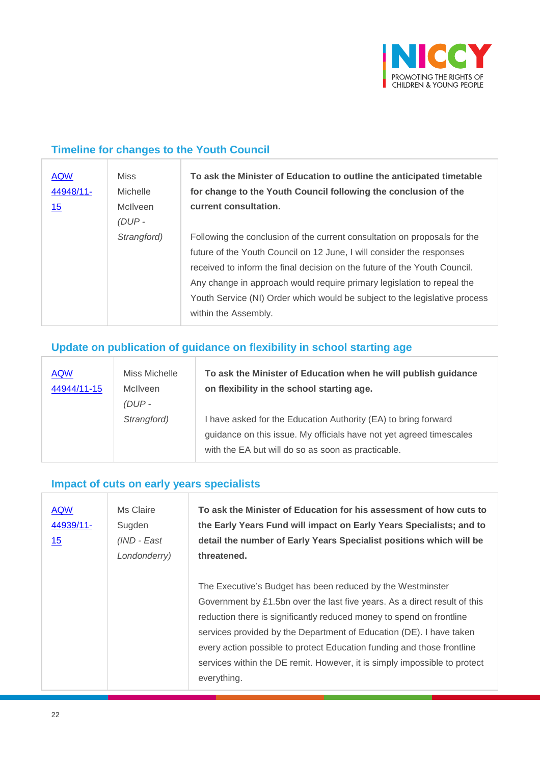## Timeline for changes to the Youth Council

| | | |
|---|---|---|
| AQW 44948/11-15 | Miss Michelle McIlveen *(DUP - Strangford)* | **To ask the Minister of Education to outline the anticipated timetable for change to the Youth Council following the conclusion of the current consultation.**<br><br>Following the conclusion of the current consultation on proposals for the future of the Youth Council on 12 June, I will consider the responses received to inform the final decision on the future of the Youth Council. Any change in approach would require primary legislation to repeal the Youth Service (NI) Order which would be subject to the legislative process within the Assembly. |

## Update on publication of guidance on flexibility in school starting age

| | | |
|---|---|---|
| AQW 44944/11-15 | Miss Michelle McIlveen *(DUP - Strangford)* | **To ask the Minister of Education when he will publish guidance on flexibility in the school starting age.**<br><br>I have asked for the Education Authority (EA) to bring forward guidance on this issue. My officials have not yet agreed timescales with the EA but will do so as soon as practicable. |

## Impact of cuts on early years specialists

| | | |
|---|---|---|
| AQW 44939/11-15 | Ms Claire Sugden *(IND - East Londonderry)* | **To ask the Minister of Education for his assessment of how cuts to the Early Years Fund will impact on Early Years Specialists; and to detail the number of Early Years Specialist positions which will be threatened.**<br><br>The Executive's Budget has been reduced by the Westminster Government by £1.5bn over the last five years. As a direct result of this reduction there is significantly reduced money to spend on frontline services provided by the Department of Education (DE). I have taken every action possible to protect Education funding and those frontline services within the DE remit. However, it is simply impossible to protect everything. |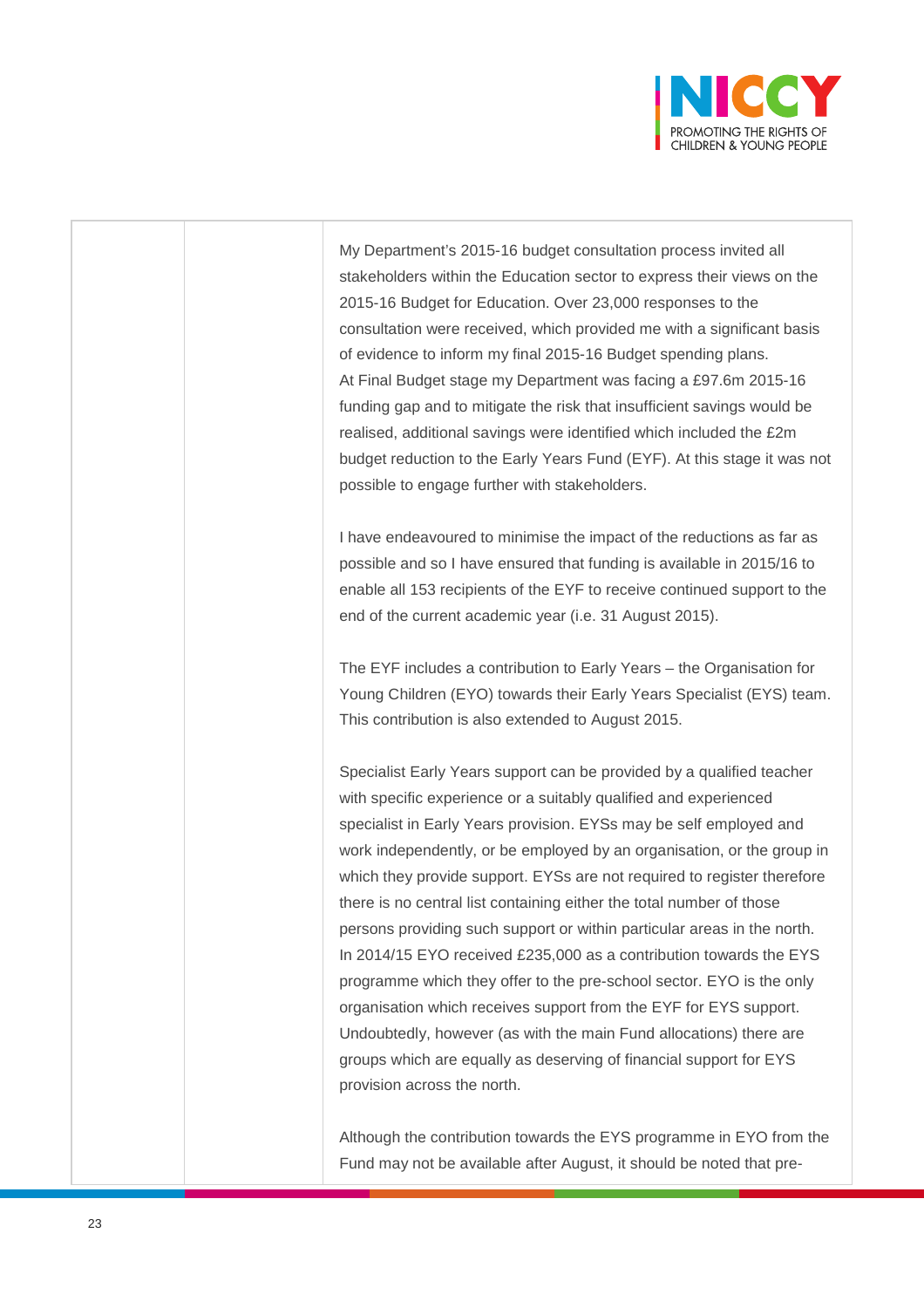| | | |
|---|---|---|
| | | My Department's 2015-16 budget consultation process invited all stakeholders within the Education sector to express their views on the 2015-16 Budget for Education. Over 23,000 responses to the consultation were received, which provided me with a significant basis of evidence to inform my final 2015-16 Budget spending plans. At Final Budget stage my Department was facing a £97.6m 2015-16 funding gap and to mitigate the risk that insufficient savings would be realised, additional savings were identified which included the £2m budget reduction to the Early Years Fund (EYF). At this stage it was not possible to engage further with stakeholders.<br><br>I have endeavoured to minimise the impact of the reductions as far as possible and so I have ensured that funding is available in 2015/16 to enable all 153 recipients of the EYF to receive continued support to the end of the current academic year (i.e. 31 August 2015).<br><br>The EYF includes a contribution to Early Years – the Organisation for Young Children (EYO) towards their Early Years Specialist (EYS) team. This contribution is also extended to August 2015.<br><br>Specialist Early Years support can be provided by a qualified teacher with specific experience or a suitably qualified and experienced specialist in Early Years provision. EYSs may be self employed and work independently, or be employed by an organisation, or the group in which they provide support. EYSs are not required to register therefore there is no central list containing either the total number of those persons providing such support or within particular areas in the north. In 2014/15 EYO received £235,000 as a contribution towards the EYS programme which they offer to the pre-school sector. EYO is the only organisation which receives support from the EYF for EYS support. Undoubtedly, however (as with the main Fund allocations) there are groups which are equally as deserving of financial support for EYS provision across the north.<br><br>Although the contribution towards the EYS programme in EYO from the Fund may not be available after August, it should be noted that pre- |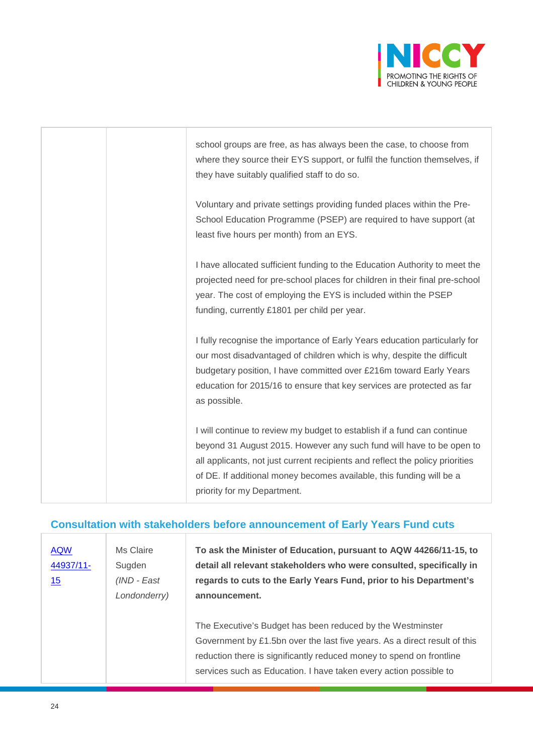| | | |
|---|---|---|
| | | school groups are free, as has always been the case, to choose from where they source their EYS support, or fulfil the function themselves, if they have suitably qualified staff to do so.<br><br>Voluntary and private settings providing funded places within the Pre-School Education Programme (PSEP) are required to have support (at least five hours per month) from an EYS.<br><br>I have allocated sufficient funding to the Education Authority to meet the projected need for pre-school places for children in their final pre-school year. The cost of employing the EYS is included within the PSEP funding, currently £1801 per child per year.<br><br>I fully recognise the importance of Early Years education particularly for our most disadvantaged of children which is why, despite the difficult budgetary position, I have committed over £216m toward Early Years education for 2015/16 to ensure that key services are protected as far as possible.<br><br>I will continue to review my budget to establish if a fund can continue beyond 31 August 2015. However any such fund will have to be open to all applicants, not just current recipients and reflect the policy priorities of DE. If additional money becomes available, this funding will be a priority for my Department. |

## Consultation with stakeholders before announcement of Early Years Fund cuts

| | | |
|---|---|---|
| AQW 44937/11-15 | Ms Claire Sugden *(IND - East Londonderry)* | **To ask the Minister of Education, pursuant to AQW 44266/11-15, to detail all relevant stakeholders who were consulted, specifically in regards to cuts to the Early Years Fund, prior to his Department's announcement.**<br><br>The Executive's Budget has been reduced by the Westminster Government by £1.5bn over the last five years. As a direct result of this reduction there is significantly reduced money to spend on frontline services such as Education. I have taken every action possible to |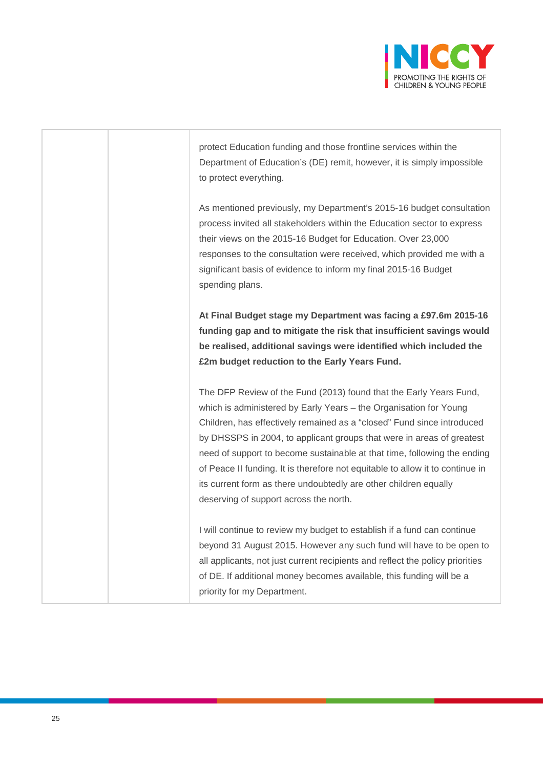| | | |
|---|---|---|
| | | protect Education funding and those frontline services within the Department of Education's (DE) remit, however, it is simply impossible to protect everything.<br><br>As mentioned previously, my Department's 2015-16 budget consultation process invited all stakeholders within the Education sector to express their views on the 2015-16 Budget for Education. Over 23,000 responses to the consultation were received, which provided me with a significant basis of evidence to inform my final 2015-16 Budget spending plans.<br><br>**At Final Budget stage my Department was facing a £97.6m 2015-16 funding gap and to mitigate the risk that insufficient savings would be realised, additional savings were identified which included the £2m budget reduction to the Early Years Fund.**<br><br>The DFP Review of the Fund (2013) found that the Early Years Fund, which is administered by Early Years – the Organisation for Young Children, has effectively remained as a "closed" Fund since introduced by DHSSPS in 2004, to applicant groups that were in areas of greatest need of support to become sustainable at that time, following the ending of Peace II funding. It is therefore not equitable to allow it to continue in its current form as there undoubtedly are other children equally deserving of support across the north.<br><br>I will continue to review my budget to establish if a fund can continue beyond 31 August 2015. However any such fund will have to be open to all applicants, not just current recipients and reflect the policy priorities of DE. If additional money becomes available, this funding will be a priority for my Department. |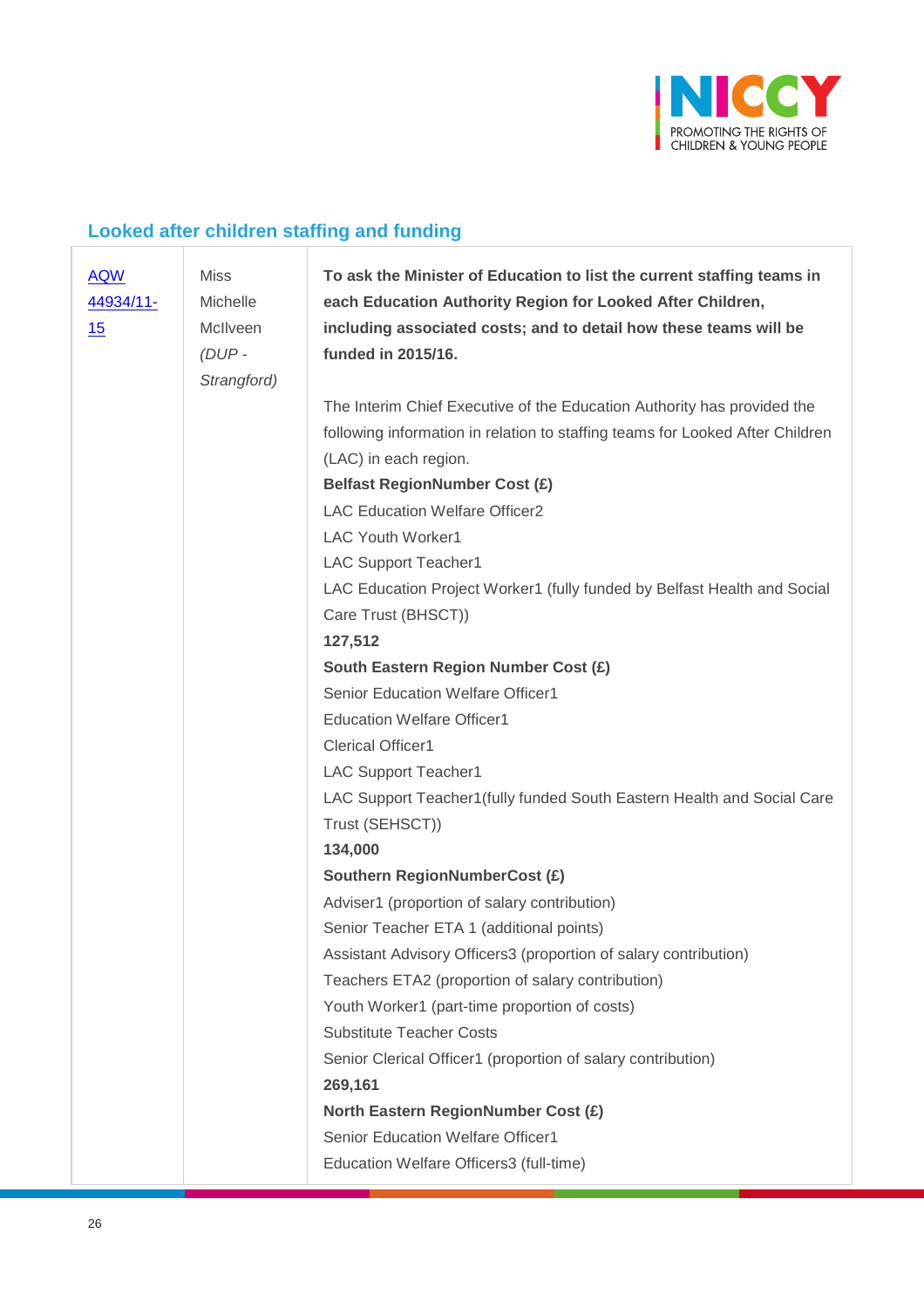## Looked after children staffing and funding

| | | |
|---|---|---|
| [AQW 44934/11-15]() | Miss Michelle McIlveen *(DUP - Strangford)* | **To ask the Minister of Education to list the current staffing teams in each Education Authority Region for Looked After Children, including associated costs; and to detail how these teams will be funded in 2015/16.**<br><br>The Interim Chief Executive of the Education Authority has provided the following information in relation to staffing teams for Looked After Children (LAC) in each region.<br>**Belfast RegionNumber Cost (£)**<br>LAC Education Welfare Officer2<br>LAC Youth Worker1<br>LAC Support Teacher1<br>LAC Education Project Worker1 (fully funded by Belfast Health and Social Care Trust (BHSCT))<br>**127,512**<br>**South Eastern Region Number Cost (£)**<br>Senior Education Welfare Officer1<br>Education Welfare Officer1<br>Clerical Officer1<br>LAC Support Teacher1<br>LAC Support Teacher1(fully funded South Eastern Health and Social Care Trust (SEHSCT))<br>**134,000**<br>**Southern RegionNumberCost (£)**<br>Adviser1 (proportion of salary contribution)<br>Senior Teacher ETA 1 (additional points)<br>Assistant Advisory Officers3 (proportion of salary contribution)<br>Teachers ETA2 (proportion of salary contribution)<br>Youth Worker1 (part-time proportion of costs)<br>Substitute Teacher Costs<br>Senior Clerical Officer1 (proportion of salary contribution)<br>**269,161**<br>**North Eastern RegionNumber Cost (£)**<br>Senior Education Welfare Officer1<br>Education Welfare Officers3 (full-time) |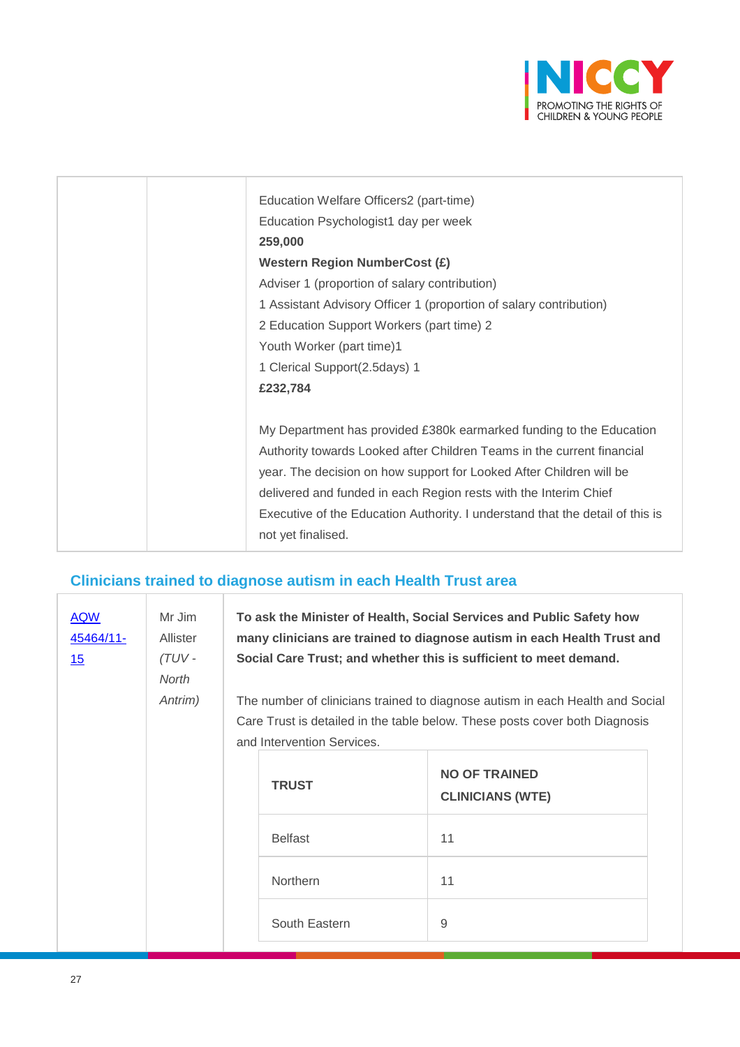| | | Education Welfare Officers2 (part-time)<br>Education Psychologist1 day per week<br>**259,000**<br>**Western Region NumberCost (£)**<br>Adviser 1 (proportion of salary contribution)<br>1 Assistant Advisory Officer 1 (proportion of salary contribution)<br>2 Education Support Workers (part time) 2<br>Youth Worker (part time)1<br>1 Clerical Support(2.5days) 1<br>**£232,784**<br><br>My Department has provided £380k earmarked funding to the Education Authority towards Looked after Children Teams in the current financial year. The decision on how support for Looked After Children will be delivered and funded in each Region rests with the Interim Chief Executive of the Education Authority. I understand that the detail of this is not yet finalised. |
|---|---|---|

## Clinicians trained to diagnose autism in each Health Trust area

| AQW 45464/11-15 | Mr Jim Allister *(TUV - North Antrim)* | **To ask the Minister of Health, Social Services and Public Safety how many clinicians are trained to diagnose autism in each Health Trust and Social Care Trust; and whether this is sufficient to meet demand.**<br><br>The number of clinicians trained to diagnose autism in each Health and Social Care Trust is detailed in the table below. These posts cover both Diagnosis and Intervention Services. |
|---|---|---|

| TRUST | NO OF TRAINED CLINICIANS (WTE) |
|---|---|
| Belfast | 11 |
| Northern | 11 |
| South Eastern | 9 |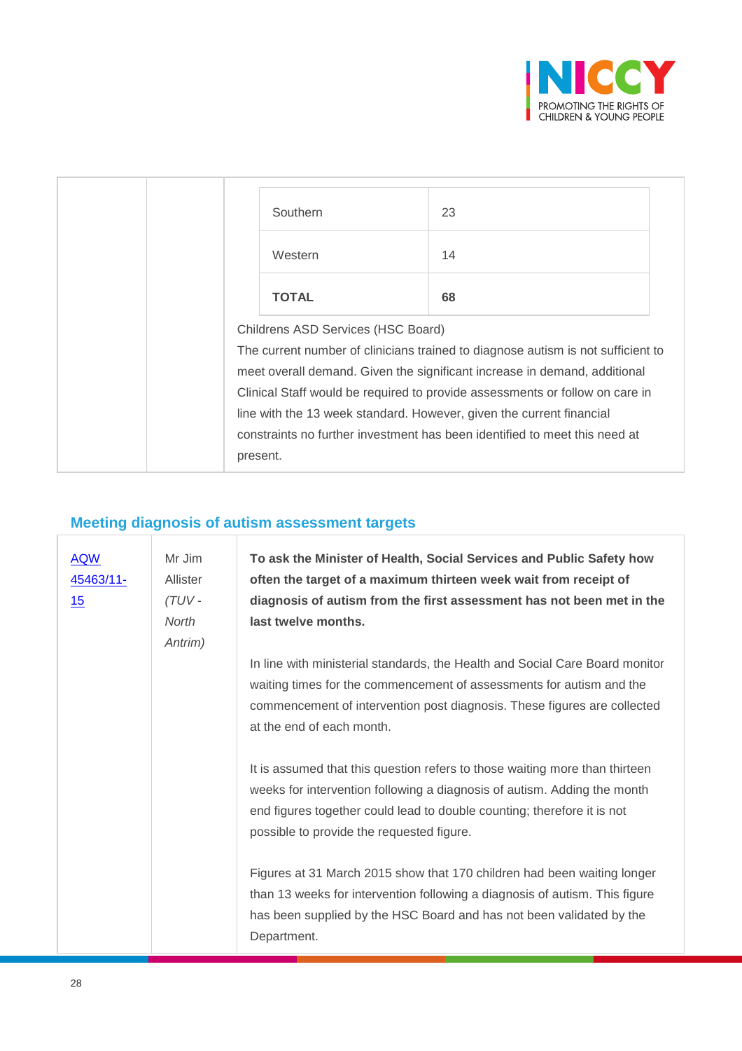| | | |
|---|---|---|
| | | <table><tr><td>Southern</td><td>23</td></tr><tr><td>Western</td><td>14</td></tr><tr><td>**TOTAL**</td><td>**68**</td></tr></table> Childrens ASD Services (HSC Board) The current number of clinicians trained to diagnose autism is not sufficient to meet overall demand. Given the significant increase in demand, additional Clinical Staff would be required to provide assessments or follow on care in line with the 13 week standard. However, given the current financial constraints no further investment has been identified to meet this need at present. |

## Meeting diagnosis of autism assessment targets

| | | |
|---|---|---|
| AQW 45463/11-15 | Mr Jim Allister *(TUV - North Antrim)* | **To ask the Minister of Health, Social Services and Public Safety how often the target of a maximum thirteen week wait from receipt of diagnosis of autism from the first assessment has not been met in the last twelve months.**<br><br>In line with ministerial standards, the Health and Social Care Board monitor waiting times for the commencement of assessments for autism and the commencement of intervention post diagnosis. These figures are collected at the end of each month.<br><br>It is assumed that this question refers to those waiting more than thirteen weeks for intervention following a diagnosis of autism. Adding the month end figures together could lead to double counting; therefore it is not possible to provide the requested figure.<br><br>Figures at 31 March 2015 show that 170 children had been waiting longer than 13 weeks for intervention following a diagnosis of autism. This figure has been supplied by the HSC Board and has not been validated by the Department. |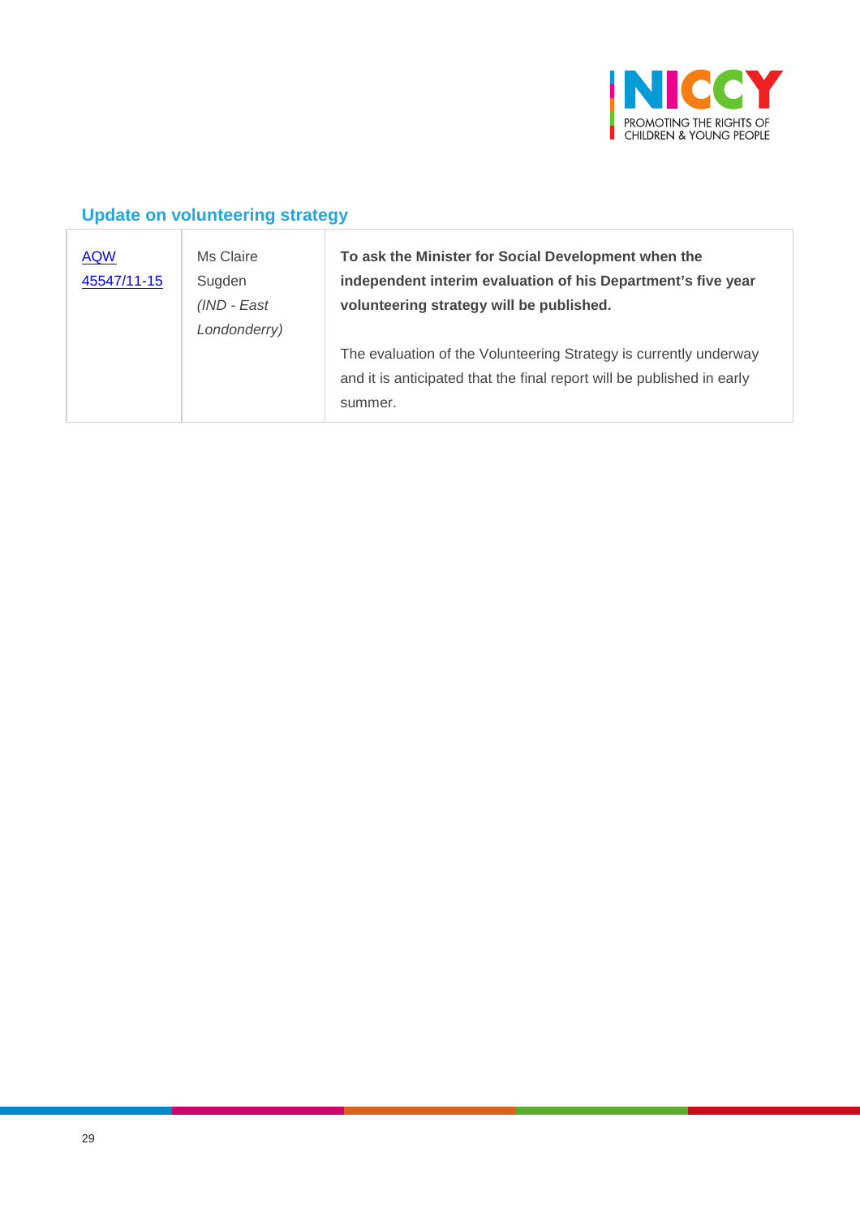## Update on volunteering strategy

| | | |
|---|---|---|
| [AQW 45547/11-15]() | Ms Claire Sugden *(IND - East Londonderry)* | **To ask the Minister for Social Development when the independent interim evaluation of his Department's five year volunteering strategy will be published.**<br><br>The evaluation of the Volunteering Strategy is currently underway and it is anticipated that the final report will be published in early summer. |